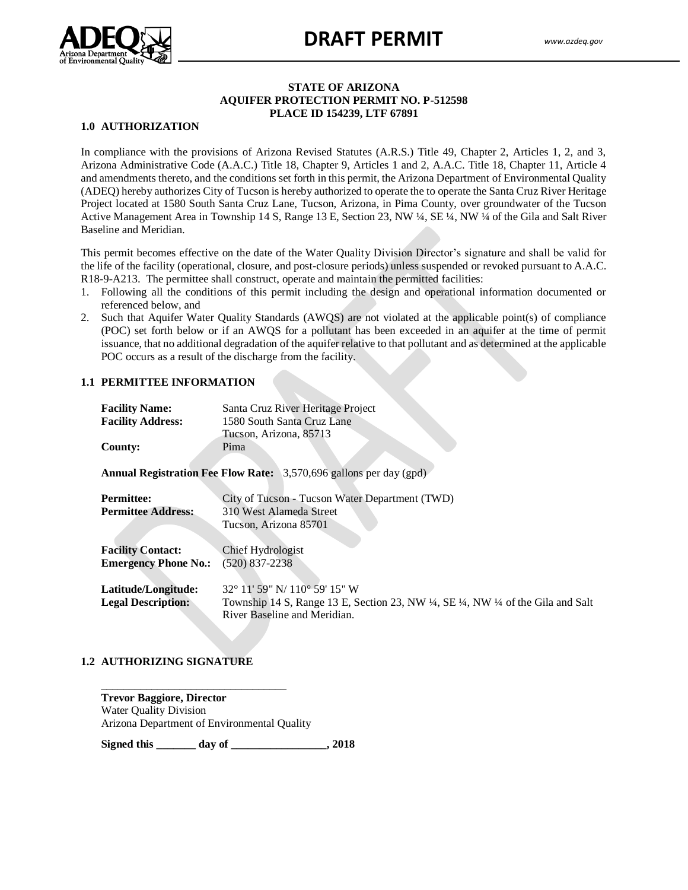# DRAFT PERMIT

**STATE OF ARIZONA**
**AQUIFER PROTECTION PERMIT NO. P-512598**
**PLACE ID 154239, LTF 67891**

## 1.0 AUTHORIZATION

In compliance with the provisions of Arizona Revised Statutes (A.R.S.) Title 49, Chapter 2, Articles 1, 2, and 3, Arizona Administrative Code (A.A.C.) Title 18, Chapter 9, Articles 1 and 2, A.A.C. Title 18, Chapter 11, Article 4 and amendments thereto, and the conditions set forth in this permit, the Arizona Department of Environmental Quality (ADEQ) hereby authorizes City of Tucson is hereby authorized to operate the to operate the Santa Cruz River Heritage Project located at 1580 South Santa Cruz Lane, Tucson, Arizona, in Pima County, over groundwater of the Tucson Active Management Area in Township 14 S, Range 13 E, Section 23, NW ¼, SE ¼, NW ¼ of the Gila and Salt River Baseline and Meridian.

This permit becomes effective on the date of the Water Quality Division Director's signature and shall be valid for the life of the facility (operational, closure, and post-closure periods) unless suspended or revoked pursuant to A.A.C. R18-9-A213. The permittee shall construct, operate and maintain the permitted facilities:

1. Following all the conditions of this permit including the design and operational information documented or referenced below, and
2. Such that Aquifer Water Quality Standards (AWQS) are not violated at the applicable point(s) of compliance (POC) set forth below or if an AWQS for a pollutant has been exceeded in an aquifer at the time of permit issuance, that no additional degradation of the aquifer relative to that pollutant and as determined at the applicable POC occurs as a result of the discharge from the facility.

## 1.1 PERMITTEE INFORMATION

**Facility Name:** Santa Cruz River Heritage Project
**Facility Address:** 1580 South Santa Cruz Lane
Tucson, Arizona, 85713
**County:** Pima

**Annual Registration Fee Flow Rate:** 3,570,696 gallons per day (gpd)

**Permittee:** City of Tucson - Tucson Water Department (TWD)
**Permittee Address:** 310 West Alameda Street
Tucson, Arizona 85701

**Facility Contact:** Chief Hydrologist
**Emergency Phone No.:** (520) 837-2238

**Latitude/Longitude:** 32° 11' 59" N/ 110° 59' 15" W
**Legal Description:** Township 14 S, Range 13 E, Section 23, NW ¼, SE ¼, NW ¼ of the Gila and Salt River Baseline and Meridian.

## 1.2 AUTHORIZING SIGNATURE

\_\_\_\_\_\_\_\_\_\_\_\_\_\_\_\_\_\_\_\_\_\_\_\_\_\_\_\_\_\_\_\_

**Trevor Baggiore, Director**
Water Quality Division
Arizona Department of Environmental Quality

**Signed this \_\_\_\_\_\_\_ day of \_\_\_\_\_\_\_\_\_\_\_\_\_\_\_\_\_, 2018**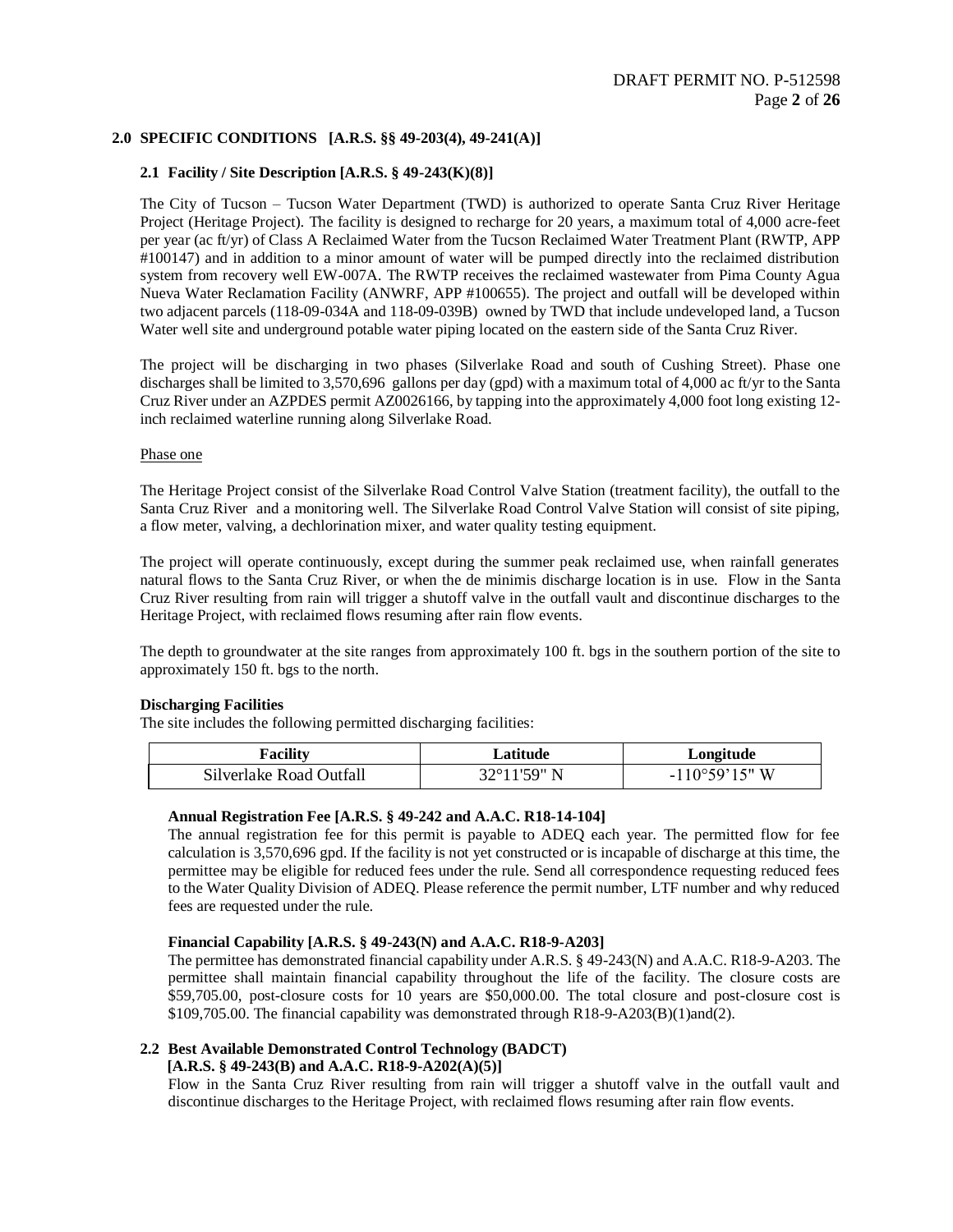## 2.0 SPECIFIC CONDITIONS [A.R.S. §§ 49-203(4), 49-241(A)]

### 2.1 Facility / Site Description [A.R.S. § 49-243(K)(8)]

The City of Tucson – Tucson Water Department (TWD) is authorized to operate Santa Cruz River Heritage Project (Heritage Project). The facility is designed to recharge for 20 years, a maximum total of 4,000 acre-feet per year (ac ft/yr) of Class A Reclaimed Water from the Tucson Reclaimed Water Treatment Plant (RWTP, APP #100147) and in addition to a minor amount of water will be pumped directly into the reclaimed distribution system from recovery well EW-007A. The RWTP receives the reclaimed wastewater from Pima County Agua Nueva Water Reclamation Facility (ANWRF, APP #100655). The project and outfall will be developed within two adjacent parcels (118-09-034A and 118-09-039B) owned by TWD that include undeveloped land, a Tucson Water well site and underground potable water piping located on the eastern side of the Santa Cruz River.

The project will be discharging in two phases (Silverlake Road and south of Cushing Street). Phase one discharges shall be limited to 3,570,696 gallons per day (gpd) with a maximum total of 4,000 ac ft/yr to the Santa Cruz River under an AZPDES permit AZ0026166, by tapping into the approximately 4,000 foot long existing 12-inch reclaimed waterline running along Silverlake Road.

<u>Phase one</u>

The Heritage Project consist of the Silverlake Road Control Valve Station (treatment facility), the outfall to the Santa Cruz River and a monitoring well. The Silverlake Road Control Valve Station will consist of site piping, a flow meter, valving, a dechlorination mixer, and water quality testing equipment.

The project will operate continuously, except during the summer peak reclaimed use, when rainfall generates natural flows to the Santa Cruz River, or when the de minimis discharge location is in use. Flow in the Santa Cruz River resulting from rain will trigger a shutoff valve in the outfall vault and discontinue discharges to the Heritage Project, with reclaimed flows resuming after rain flow events.

The depth to groundwater at the site ranges from approximately 100 ft. bgs in the southern portion of the site to approximately 150 ft. bgs to the north.

**Discharging Facilities**

The site includes the following permitted discharging facilities:

| Facility | Latitude | Longitude |
|---|---|---|
| Silverlake Road Outfall | 32°11'59" N | -110°59'15" W |

**Annual Registration Fee [A.R.S. § 49-242 and A.A.C. R18-14-104]**

The annual registration fee for this permit is payable to ADEQ each year. The permitted flow for fee calculation is 3,570,696 gpd. If the facility is not yet constructed or is incapable of discharge at this time, the permittee may be eligible for reduced fees under the rule. Send all correspondence requesting reduced fees to the Water Quality Division of ADEQ. Please reference the permit number, LTF number and why reduced fees are requested under the rule.

**Financial Capability [A.R.S. § 49-243(N) and A.A.C. R18-9-A203]**

The permittee has demonstrated financial capability under A.R.S. § 49-243(N) and A.A.C. R18-9-A203. The permittee shall maintain financial capability throughout the life of the facility. The closure costs are $59,705.00, post-closure costs for 10 years are $50,000.00. The total closure and post-closure cost is $109,705.00. The financial capability was demonstrated through R18-9-A203(B)(1)and(2).

### 2.2 Best Available Demonstrated Control Technology (BADCT) [A.R.S. § 49-243(B) and A.A.C. R18-9-A202(A)(5)]

Flow in the Santa Cruz River resulting from rain will trigger a shutoff valve in the outfall vault and discontinue discharges to the Heritage Project, with reclaimed flows resuming after rain flow events.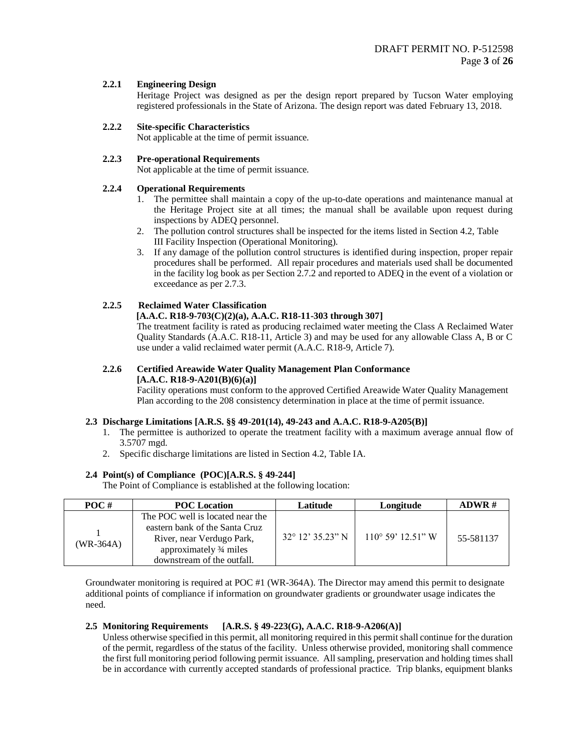#### 2.2.1 Engineering Design

Heritage Project was designed as per the design report prepared by Tucson Water employing registered professionals in the State of Arizona. The design report was dated February 13, 2018.

#### 2.2.2 Site-specific Characteristics

Not applicable at the time of permit issuance.

#### 2.2.3 Pre-operational Requirements

Not applicable at the time of permit issuance.

#### 2.2.4 Operational Requirements

1. The permittee shall maintain a copy of the up-to-date operations and maintenance manual at the Heritage Project site at all times; the manual shall be available upon request during inspections by ADEQ personnel.
2. The pollution control structures shall be inspected for the items listed in Section 4.2, Table III Facility Inspection (Operational Monitoring).
3. If any damage of the pollution control structures is identified during inspection, proper repair procedures shall be performed. All repair procedures and materials used shall be documented in the facility log book as per Section 2.7.2 and reported to ADEQ in the event of a violation or exceedance as per 2.7.3.

#### 2.2.5 Reclaimed Water Classification [A.A.C. R18-9-703(C)(2)(a), A.A.C. R18-11-303 through 307]

The treatment facility is rated as producing reclaimed water meeting the Class A Reclaimed Water Quality Standards (A.A.C. R18-11, Article 3) and may be used for any allowable Class A, B or C use under a valid reclaimed water permit (A.A.C. R18-9, Article 7).

#### 2.2.6 Certified Areawide Water Quality Management Plan Conformance [A.A.C. R18-9-A201(B)(6)(a)]

Facility operations must conform to the approved Certified Areawide Water Quality Management Plan according to the 208 consistency determination in place at the time of permit issuance.

### 2.3 Discharge Limitations [A.R.S. §§ 49-201(14), 49-243 and A.A.C. R18-9-A205(B)]

1. The permittee is authorized to operate the treatment facility with a maximum average annual flow of 3.5707 mgd.
2. Specific discharge limitations are listed in Section 4.2, Table IA.

### 2.4 Point(s) of Compliance (POC)[A.R.S. § 49-244]

The Point of Compliance is established at the following location:

| POC # | POC Location | Latitude | Longitude | ADWR # |
|---|---|---|---|---|
| 1 (WR-364A) | The POC well is located near the eastern bank of the Santa Cruz River, near Verdugo Park, approximately ¾ miles downstream of the outfall. | 32° 12' 35.23" N | 110° 59' 12.51" W | 55-581137 |

Groundwater monitoring is required at POC #1 (WR-364A). The Director may amend this permit to designate additional points of compliance if information on groundwater gradients or groundwater usage indicates the need.

### 2.5 Monitoring Requirements [A.R.S. § 49-223(G), A.A.C. R18-9-A206(A)]

Unless otherwise specified in this permit, all monitoring required in this permit shall continue for the duration of the permit, regardless of the status of the facility. Unless otherwise provided, monitoring shall commence the first full monitoring period following permit issuance. All sampling, preservation and holding times shall be in accordance with currently accepted standards of professional practice. Trip blanks, equipment blanks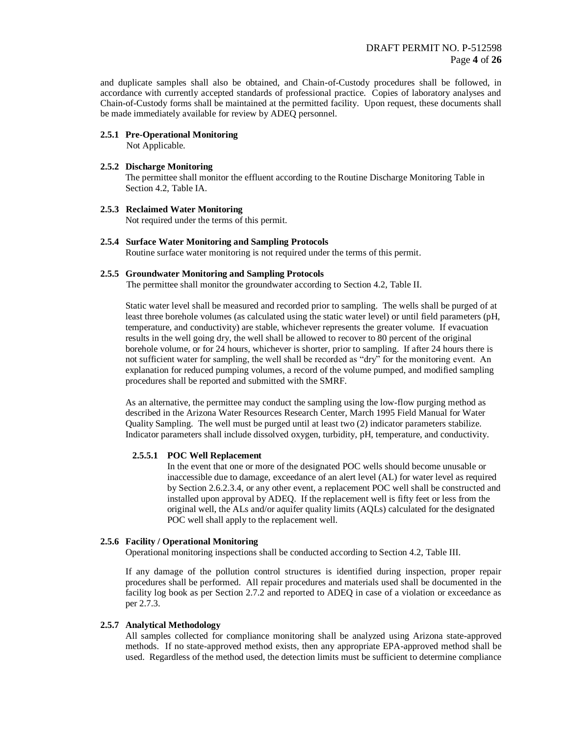and duplicate samples shall also be obtained, and Chain-of-Custody procedures shall be followed, in accordance with currently accepted standards of professional practice. Copies of laboratory analyses and Chain-of-Custody forms shall be maintained at the permitted facility. Upon request, these documents shall be made immediately available for review by ADEQ personnel.

### 2.5.1 Pre-Operational Monitoring

Not Applicable.

### 2.5.2 Discharge Monitoring

The permittee shall monitor the effluent according to the Routine Discharge Monitoring Table in Section 4.2, Table IA.

### 2.5.3 Reclaimed Water Monitoring

Not required under the terms of this permit.

### 2.5.4 Surface Water Monitoring and Sampling Protocols

Routine surface water monitoring is not required under the terms of this permit.

### 2.5.5 Groundwater Monitoring and Sampling Protocols

The permittee shall monitor the groundwater according to Section 4.2, Table II.

Static water level shall be measured and recorded prior to sampling. The wells shall be purged of at least three borehole volumes (as calculated using the static water level) or until field parameters (pH, temperature, and conductivity) are stable, whichever represents the greater volume. If evacuation results in the well going dry, the well shall be allowed to recover to 80 percent of the original borehole volume, or for 24 hours, whichever is shorter, prior to sampling. If after 24 hours there is not sufficient water for sampling, the well shall be recorded as "dry" for the monitoring event. An explanation for reduced pumping volumes, a record of the volume pumped, and modified sampling procedures shall be reported and submitted with the SMRF.

As an alternative, the permittee may conduct the sampling using the low-flow purging method as described in the Arizona Water Resources Research Center, March 1995 Field Manual for Water Quality Sampling. The well must be purged until at least two (2) indicator parameters stabilize. Indicator parameters shall include dissolved oxygen, turbidity, pH, temperature, and conductivity.

#### 2.5.5.1 POC Well Replacement

In the event that one or more of the designated POC wells should become unusable or inaccessible due to damage, exceedance of an alert level (AL) for water level as required by Section 2.6.2.3.4, or any other event, a replacement POC well shall be constructed and installed upon approval by ADEQ. If the replacement well is fifty feet or less from the original well, the ALs and/or aquifer quality limits (AQLs) calculated for the designated POC well shall apply to the replacement well.

### 2.5.6 Facility / Operational Monitoring

Operational monitoring inspections shall be conducted according to Section 4.2, Table III.

If any damage of the pollution control structures is identified during inspection, proper repair procedures shall be performed. All repair procedures and materials used shall be documented in the facility log book as per Section 2.7.2 and reported to ADEQ in case of a violation or exceedance as per 2.7.3.

### 2.5.7 Analytical Methodology

All samples collected for compliance monitoring shall be analyzed using Arizona state-approved methods. If no state-approved method exists, then any appropriate EPA-approved method shall be used. Regardless of the method used, the detection limits must be sufficient to determine compliance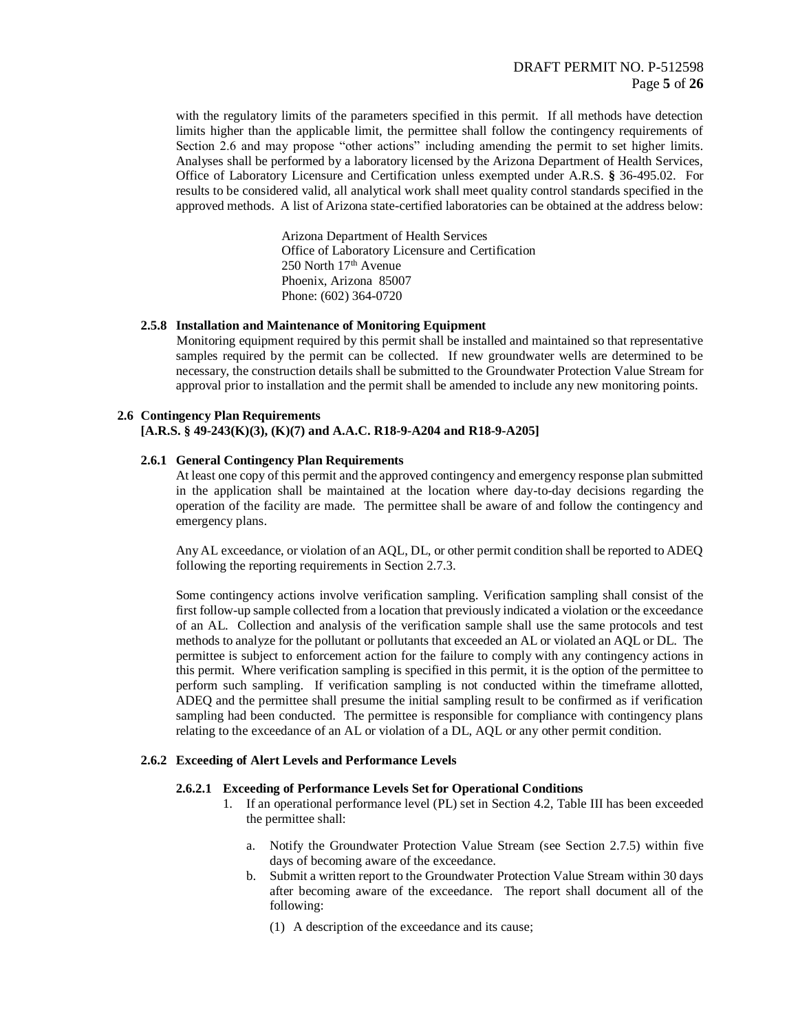with the regulatory limits of the parameters specified in this permit. If all methods have detection limits higher than the applicable limit, the permittee shall follow the contingency requirements of Section 2.6 and may propose "other actions" including amending the permit to set higher limits. Analyses shall be performed by a laboratory licensed by the Arizona Department of Health Services, Office of Laboratory Licensure and Certification unless exempted under A.R.S. **§** 36-495.02. For results to be considered valid, all analytical work shall meet quality control standards specified in the approved methods. A list of Arizona state-certified laboratories can be obtained at the address below:

Arizona Department of Health Services
Office of Laboratory Licensure and Certification
250 North 17th Avenue
Phoenix, Arizona 85007
Phone: (602) 364-0720

#### 2.5.8 Installation and Maintenance of Monitoring Equipment

Monitoring equipment required by this permit shall be installed and maintained so that representative samples required by the permit can be collected. If new groundwater wells are determined to be necessary, the construction details shall be submitted to the Groundwater Protection Value Stream for approval prior to installation and the permit shall be amended to include any new monitoring points.

### 2.6 Contingency Plan Requirements
**[A.R.S. § 49-243(K)(3), (K)(7) and A.A.C. R18-9-A204 and R18-9-A205]**

#### 2.6.1 General Contingency Plan Requirements

At least one copy of this permit and the approved contingency and emergency response plan submitted in the application shall be maintained at the location where day-to-day decisions regarding the operation of the facility are made. The permittee shall be aware of and follow the contingency and emergency plans.

Any AL exceedance, or violation of an AQL, DL, or other permit condition shall be reported to ADEQ following the reporting requirements in Section 2.7.3.

Some contingency actions involve verification sampling. Verification sampling shall consist of the first follow-up sample collected from a location that previously indicated a violation or the exceedance of an AL. Collection and analysis of the verification sample shall use the same protocols and test methods to analyze for the pollutant or pollutants that exceeded an AL or violated an AQL or DL. The permittee is subject to enforcement action for the failure to comply with any contingency actions in this permit. Where verification sampling is specified in this permit, it is the option of the permittee to perform such sampling. If verification sampling is not conducted within the timeframe allotted, ADEQ and the permittee shall presume the initial sampling result to be confirmed as if verification sampling had been conducted. The permittee is responsible for compliance with contingency plans relating to the exceedance of an AL or violation of a DL, AQL or any other permit condition.

#### 2.6.2 Exceeding of Alert Levels and Performance Levels

##### 2.6.2.1 Exceeding of Performance Levels Set for Operational Conditions

1. If an operational performance level (PL) set in Section 4.2, Table III has been exceeded the permittee shall:

   a. Notify the Groundwater Protection Value Stream (see Section 2.7.5) within five days of becoming aware of the exceedance.

   b. Submit a written report to the Groundwater Protection Value Stream within 30 days after becoming aware of the exceedance. The report shall document all of the following:

      (1) A description of the exceedance and its cause;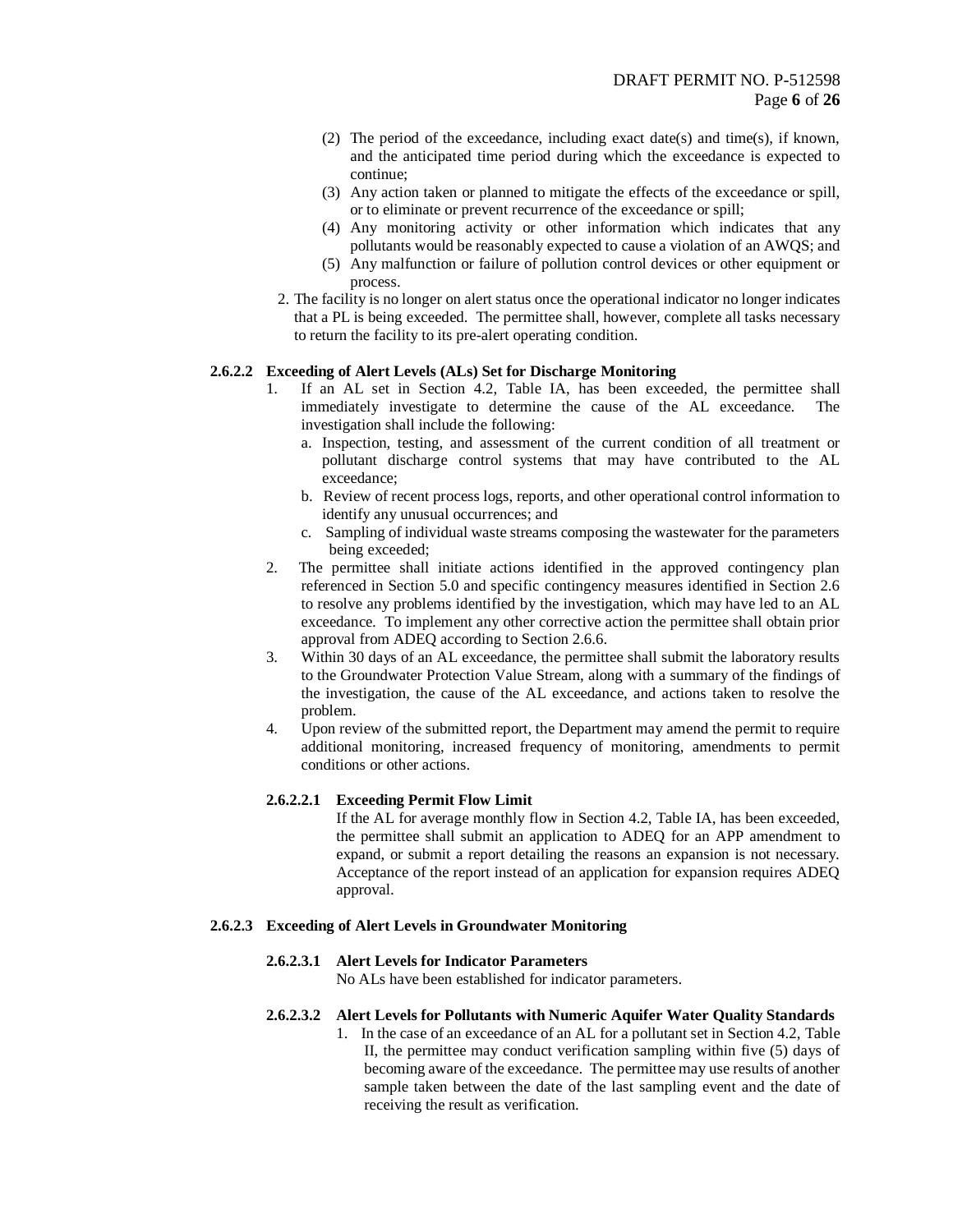(2) The period of the exceedance, including exact date(s) and time(s), if known, and the anticipated time period during which the exceedance is expected to continue;
(3) Any action taken or planned to mitigate the effects of the exceedance or spill, or to eliminate or prevent recurrence of the exceedance or spill;
(4) Any monitoring activity or other information which indicates that any pollutants would be reasonably expected to cause a violation of an AWQS; and
(5) Any malfunction or failure of pollution control devices or other equipment or process.

2. The facility is no longer on alert status once the operational indicator no longer indicates that a PL is being exceeded. The permittee shall, however, complete all tasks necessary to return the facility to its pre-alert operating condition.

**2.6.2.2 Exceeding of Alert Levels (ALs) Set for Discharge Monitoring**

1. If an AL set in Section 4.2, Table IA, has been exceeded, the permittee shall immediately investigate to determine the cause of the AL exceedance. The investigation shall include the following:
   a. Inspection, testing, and assessment of the current condition of all treatment or pollutant discharge control systems that may have contributed to the AL exceedance;
   b. Review of recent process logs, reports, and other operational control information to identify any unusual occurrences; and
   c. Sampling of individual waste streams composing the wastewater for the parameters being exceeded;
2. The permittee shall initiate actions identified in the approved contingency plan referenced in Section 5.0 and specific contingency measures identified in Section 2.6 to resolve any problems identified by the investigation, which may have led to an AL exceedance. To implement any other corrective action the permittee shall obtain prior approval from ADEQ according to Section 2.6.6.
3. Within 30 days of an AL exceedance, the permittee shall submit the laboratory results to the Groundwater Protection Value Stream, along with a summary of the findings of the investigation, the cause of the AL exceedance, and actions taken to resolve the problem.
4. Upon review of the submitted report, the Department may amend the permit to require additional monitoring, increased frequency of monitoring, amendments to permit conditions or other actions.

**2.6.2.2.1 Exceeding Permit Flow Limit**

If the AL for average monthly flow in Section 4.2, Table IA, has been exceeded, the permittee shall submit an application to ADEQ for an APP amendment to expand, or submit a report detailing the reasons an expansion is not necessary. Acceptance of the report instead of an application for expansion requires ADEQ approval.

**2.6.2.3 Exceeding of Alert Levels in Groundwater Monitoring**

**2.6.2.3.1 Alert Levels for Indicator Parameters**

No ALs have been established for indicator parameters.

**2.6.2.3.2 Alert Levels for Pollutants with Numeric Aquifer Water Quality Standards**

1. In the case of an exceedance of an AL for a pollutant set in Section 4.2, Table II, the permittee may conduct verification sampling within five (5) days of becoming aware of the exceedance. The permittee may use results of another sample taken between the date of the last sampling event and the date of receiving the result as verification.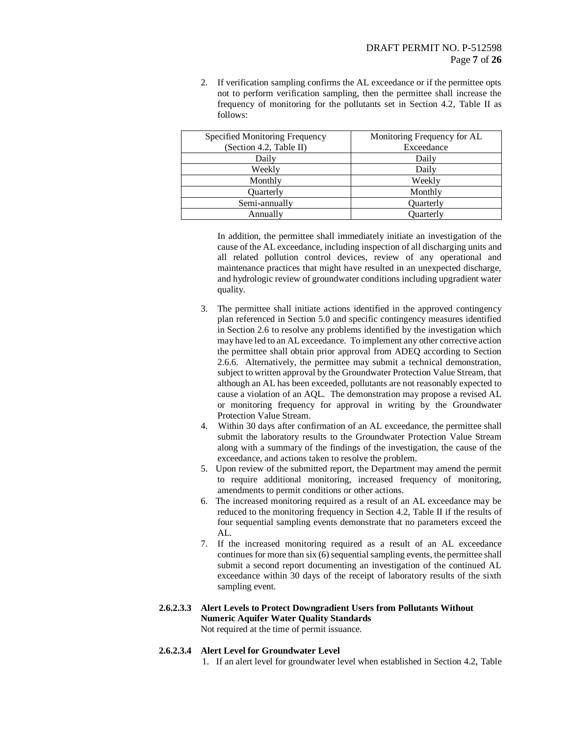2. If verification sampling confirms the AL exceedance or if the permittee opts not to perform verification sampling, then the permittee shall increase the frequency of monitoring for the pollutants set in Section 4.2, Table II as follows:

| Specified Monitoring Frequency (Section 4.2, Table II) | Monitoring Frequency for AL Exceedance |
|---|---|
| Daily | Daily |
| Weekly | Daily |
| Monthly | Weekly |
| Quarterly | Monthly |
| Semi-annually | Quarterly |
| Annually | Quarterly |

In addition, the permittee shall immediately initiate an investigation of the cause of the AL exceedance, including inspection of all discharging units and all related pollution control devices, review of any operational and maintenance practices that might have resulted in an unexpected discharge, and hydrologic review of groundwater conditions including upgradient water quality.

3. The permittee shall initiate actions identified in the approved contingency plan referenced in Section 5.0 and specific contingency measures identified in Section 2.6 to resolve any problems identified by the investigation which may have led to an AL exceedance. To implement any other corrective action the permittee shall obtain prior approval from ADEQ according to Section 2.6.6. Alternatively, the permittee may submit a technical demonstration, subject to written approval by the Groundwater Protection Value Stream, that although an AL has been exceeded, pollutants are not reasonably expected to cause a violation of an AQL. The demonstration may propose a revised AL or monitoring frequency for approval in writing by the Groundwater Protection Value Stream.
4. Within 30 days after confirmation of an AL exceedance, the permittee shall submit the laboratory results to the Groundwater Protection Value Stream along with a summary of the findings of the investigation, the cause of the exceedance, and actions taken to resolve the problem.
5. Upon review of the submitted report, the Department may amend the permit to require additional monitoring, increased frequency of monitoring, amendments to permit conditions or other actions.
6. The increased monitoring required as a result of an AL exceedance may be reduced to the monitoring frequency in Section 4.2, Table II if the results of four sequential sampling events demonstrate that no parameters exceed the AL.
7. If the increased monitoring required as a result of an AL exceedance continues for more than six (6) sequential sampling events, the permittee shall submit a second report documenting an investigation of the continued AL exceedance within 30 days of the receipt of laboratory results of the sixth sampling event.

**2.6.2.3.3 Alert Levels to Protect Downgradient Users from Pollutants Without Numeric Aquifer Water Quality Standards**

Not required at the time of permit issuance.

**2.6.2.3.4 Alert Level for Groundwater Level**

1. If an alert level for groundwater level when established in Section 4.2, Table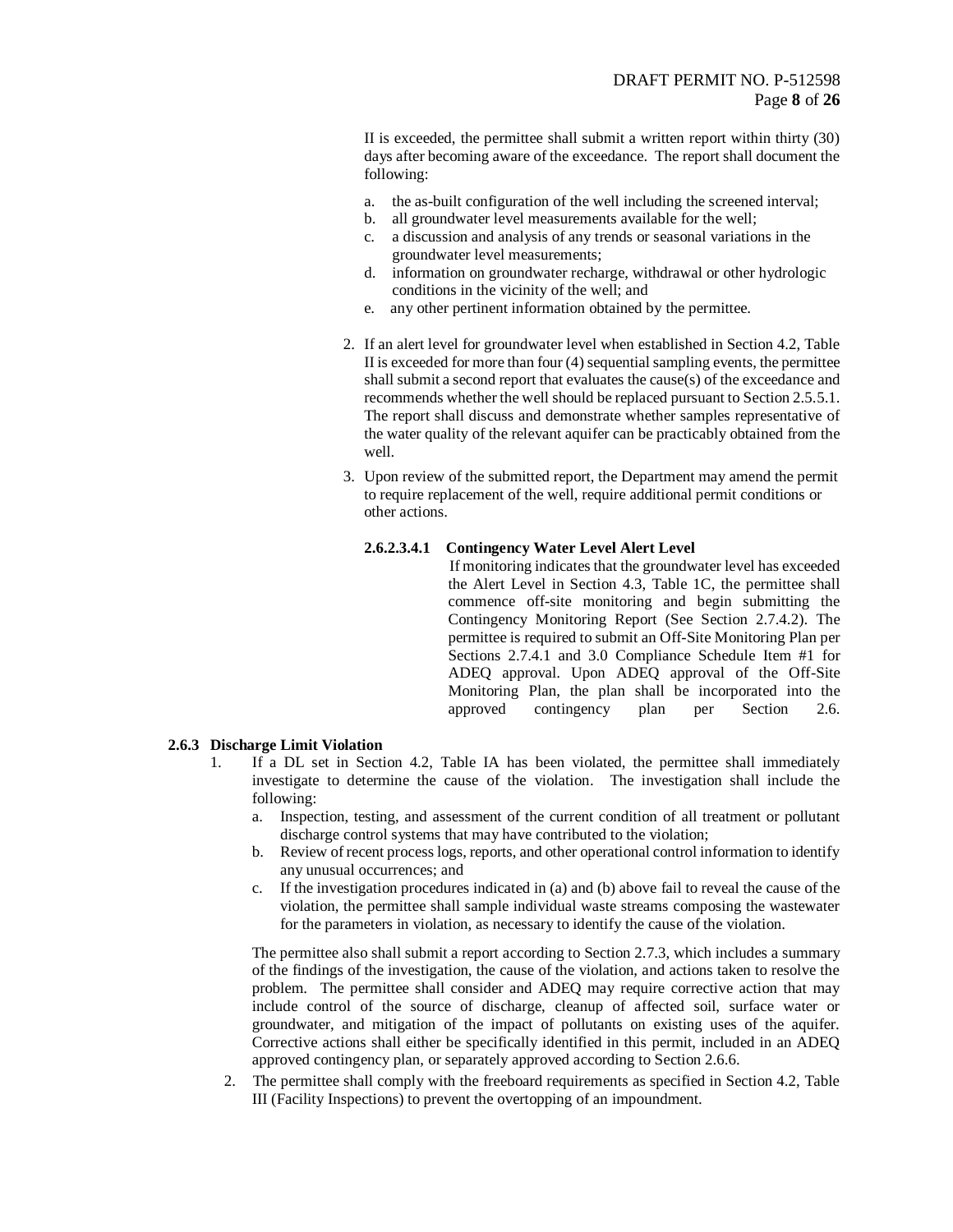II is exceeded, the permittee shall submit a written report within thirty (30) days after becoming aware of the exceedance. The report shall document the following:

a. the as-built configuration of the well including the screened interval;
b. all groundwater level measurements available for the well;
c. a discussion and analysis of any trends or seasonal variations in the groundwater level measurements;
d. information on groundwater recharge, withdrawal or other hydrologic conditions in the vicinity of the well; and
e. any other pertinent information obtained by the permittee.

2. If an alert level for groundwater level when established in Section 4.2, Table II is exceeded for more than four (4) sequential sampling events, the permittee shall submit a second report that evaluates the cause(s) of the exceedance and recommends whether the well should be replaced pursuant to Section 2.5.5.1. The report shall discuss and demonstrate whether samples representative of the water quality of the relevant aquifer can be practicably obtained from the well.

3. Upon review of the submitted report, the Department may amend the permit to require replacement of the well, require additional permit conditions or other actions.

**2.6.2.3.4.1 Contingency Water Level Alert Level**

If monitoring indicates that the groundwater level has exceeded the Alert Level in Section 4.3, Table 1C, the permittee shall commence off-site monitoring and begin submitting the Contingency Monitoring Report (See Section 2.7.4.2). The permittee is required to submit an Off-Site Monitoring Plan per Sections 2.7.4.1 and 3.0 Compliance Schedule Item #1 for ADEQ approval. Upon ADEQ approval of the Off-Site Monitoring Plan, the plan shall be incorporated into the approved contingency plan per Section 2.6.

**2.6.3 Discharge Limit Violation**

1. If a DL set in Section 4.2, Table IA has been violated, the permittee shall immediately investigate to determine the cause of the violation. The investigation shall include the following:
   a. Inspection, testing, and assessment of the current condition of all treatment or pollutant discharge control systems that may have contributed to the violation;
   b. Review of recent process logs, reports, and other operational control information to identify any unusual occurrences; and
   c. If the investigation procedures indicated in (a) and (b) above fail to reveal the cause of the violation, the permittee shall sample individual waste streams composing the wastewater for the parameters in violation, as necessary to identify the cause of the violation.

   The permittee also shall submit a report according to Section 2.7.3, which includes a summary of the findings of the investigation, the cause of the violation, and actions taken to resolve the problem. The permittee shall consider and ADEQ may require corrective action that may include control of the source of discharge, cleanup of affected soil, surface water or groundwater, and mitigation of the impact of pollutants on existing uses of the aquifer. Corrective actions shall either be specifically identified in this permit, included in an ADEQ approved contingency plan, or separately approved according to Section 2.6.6.

2. The permittee shall comply with the freeboard requirements as specified in Section 4.2, Table III (Facility Inspections) to prevent the overtopping of an impoundment.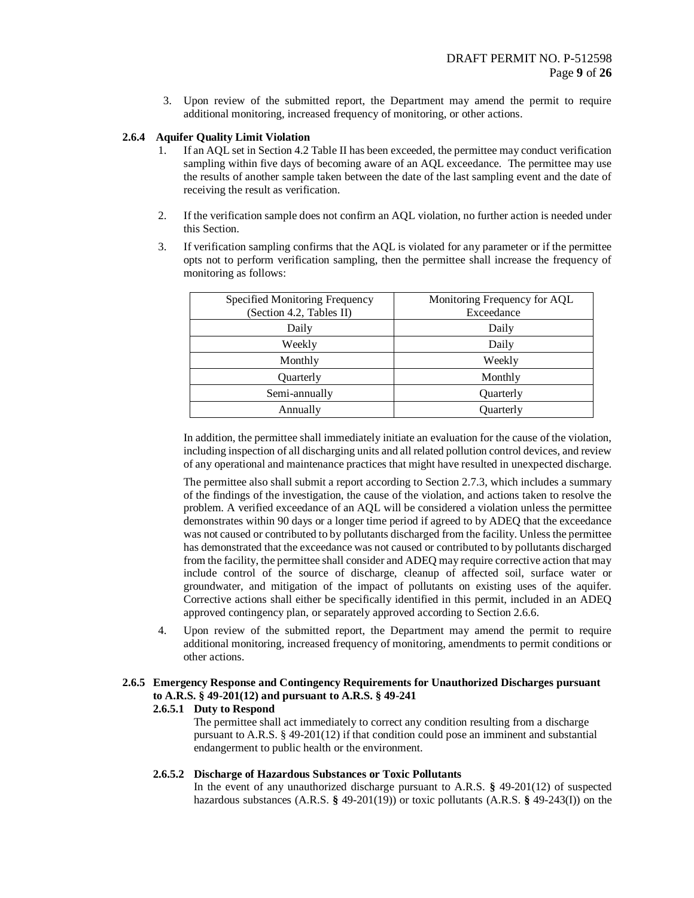3. Upon review of the submitted report, the Department may amend the permit to require additional monitoring, increased frequency of monitoring, or other actions.

**2.6.4 Aquifer Quality Limit Violation**

1. If an AQL set in Section 4.2 Table II has been exceeded, the permittee may conduct verification sampling within five days of becoming aware of an AQL exceedance. The permittee may use the results of another sample taken between the date of the last sampling event and the date of receiving the result as verification.

2. If the verification sample does not confirm an AQL violation, no further action is needed under this Section.

3. If verification sampling confirms that the AQL is violated for any parameter or if the permittee opts not to perform verification sampling, then the permittee shall increase the frequency of monitoring as follows:

| Specified Monitoring Frequency (Section 4.2, Tables II) | Monitoring Frequency for AQL Exceedance |
|---|---|
| Daily | Daily |
| Weekly | Daily |
| Monthly | Weekly |
| Quarterly | Monthly |
| Semi-annually | Quarterly |
| Annually | Quarterly |

In addition, the permittee shall immediately initiate an evaluation for the cause of the violation, including inspection of all discharging units and all related pollution control devices, and review of any operational and maintenance practices that might have resulted in unexpected discharge.

The permittee also shall submit a report according to Section 2.7.3, which includes a summary of the findings of the investigation, the cause of the violation, and actions taken to resolve the problem. A verified exceedance of an AQL will be considered a violation unless the permittee demonstrates within 90 days or a longer time period if agreed to by ADEQ that the exceedance was not caused or contributed to by pollutants discharged from the facility. Unless the permittee has demonstrated that the exceedance was not caused or contributed to by pollutants discharged from the facility, the permittee shall consider and ADEQ may require corrective action that may include control of the source of discharge, cleanup of affected soil, surface water or groundwater, and mitigation of the impact of pollutants on existing uses of the aquifer. Corrective actions shall either be specifically identified in this permit, included in an ADEQ approved contingency plan, or separately approved according to Section 2.6.6.

4. Upon review of the submitted report, the Department may amend the permit to require additional monitoring, increased frequency of monitoring, amendments to permit conditions or other actions.

**2.6.5 Emergency Response and Contingency Requirements for Unauthorized Discharges pursuant to A.R.S. § 49-201(12) and pursuant to A.R.S. § 49-241**

**2.6.5.1 Duty to Respond**

The permittee shall act immediately to correct any condition resulting from a discharge pursuant to A.R.S. § 49-201(12) if that condition could pose an imminent and substantial endangerment to public health or the environment.

**2.6.5.2 Discharge of Hazardous Substances or Toxic Pollutants**

In the event of any unauthorized discharge pursuant to A.R.S. § 49-201(12) of suspected hazardous substances (A.R.S. § 49-201(19)) or toxic pollutants (A.R.S. § 49-243(I)) on the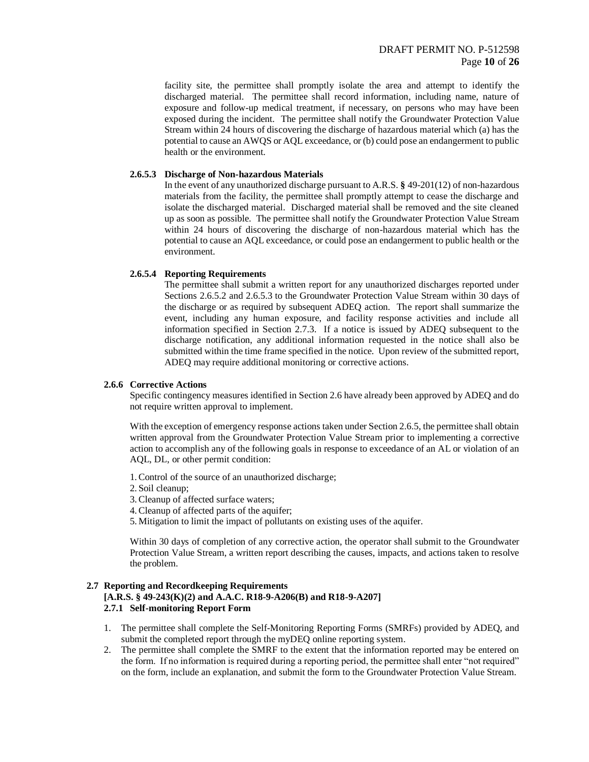facility site, the permittee shall promptly isolate the area and attempt to identify the discharged material. The permittee shall record information, including name, nature of exposure and follow-up medical treatment, if necessary, on persons who may have been exposed during the incident. The permittee shall notify the Groundwater Protection Value Stream within 24 hours of discovering the discharge of hazardous material which (a) has the potential to cause an AWQS or AQL exceedance, or (b) could pose an endangerment to public health or the environment.

#### 2.6.5.3 Discharge of Non-hazardous Materials

In the event of any unauthorized discharge pursuant to A.R.S. **§** 49-201(12) of non-hazardous materials from the facility, the permittee shall promptly attempt to cease the discharge and isolate the discharged material. Discharged material shall be removed and the site cleaned up as soon as possible. The permittee shall notify the Groundwater Protection Value Stream within 24 hours of discovering the discharge of non-hazardous material which has the potential to cause an AQL exceedance, or could pose an endangerment to public health or the environment.

#### 2.6.5.4 Reporting Requirements

The permittee shall submit a written report for any unauthorized discharges reported under Sections 2.6.5.2 and 2.6.5.3 to the Groundwater Protection Value Stream within 30 days of the discharge or as required by subsequent ADEQ action. The report shall summarize the event, including any human exposure, and facility response activities and include all information specified in Section 2.7.3. If a notice is issued by ADEQ subsequent to the discharge notification, any additional information requested in the notice shall also be submitted within the time frame specified in the notice. Upon review of the submitted report, ADEQ may require additional monitoring or corrective actions.

### 2.6.6 Corrective Actions

Specific contingency measures identified in Section 2.6 have already been approved by ADEQ and do not require written approval to implement.

With the exception of emergency response actions taken under Section 2.6.5, the permittee shall obtain written approval from the Groundwater Protection Value Stream prior to implementing a corrective action to accomplish any of the following goals in response to exceedance of an AL or violation of an AQL, DL, or other permit condition:

1. Control of the source of an unauthorized discharge;
2. Soil cleanup;
3. Cleanup of affected surface waters;
4. Cleanup of affected parts of the aquifer;
5. Mitigation to limit the impact of pollutants on existing uses of the aquifer.

Within 30 days of completion of any corrective action, the operator shall submit to the Groundwater Protection Value Stream, a written report describing the causes, impacts, and actions taken to resolve the problem.

## 2.7 Reporting and Recordkeeping Requirements
**[A.R.S. § 49-243(K)(2) and A.A.C. R18-9-A206(B) and R18-9-A207]**

### 2.7.1 Self-monitoring Report Form

1. The permittee shall complete the Self-Monitoring Reporting Forms (SMRFs) provided by ADEQ, and submit the completed report through the myDEQ online reporting system.
2. The permittee shall complete the SMRF to the extent that the information reported may be entered on the form. If no information is required during a reporting period, the permittee shall enter "not required" on the form, include an explanation, and submit the form to the Groundwater Protection Value Stream.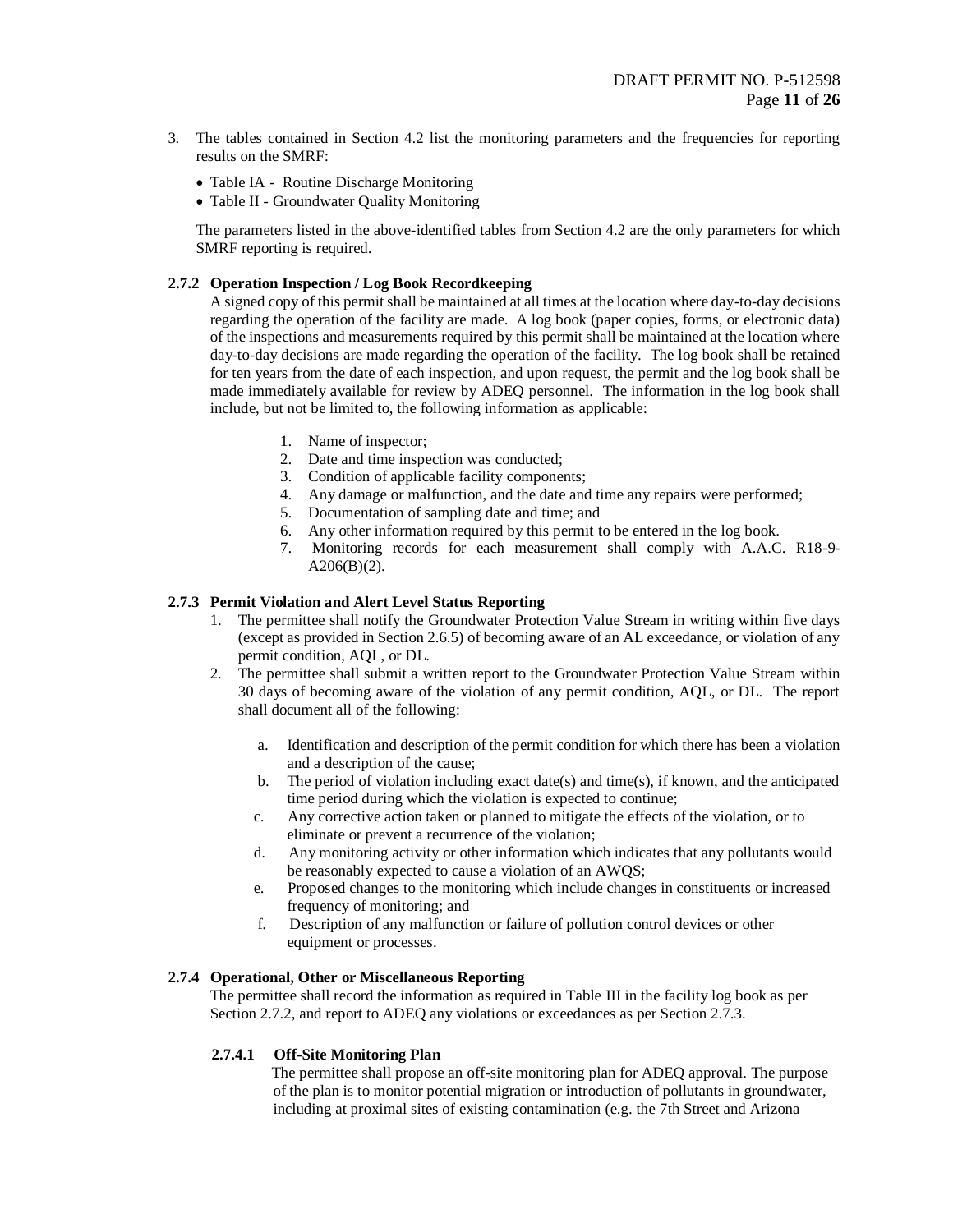3. The tables contained in Section 4.2 list the monitoring parameters and the frequencies for reporting results on the SMRF:

   - Table IA - Routine Discharge Monitoring
   - Table II - Groundwater Quality Monitoring

   The parameters listed in the above-identified tables from Section 4.2 are the only parameters for which SMRF reporting is required.

### 2.7.2 Operation Inspection / Log Book Recordkeeping

A signed copy of this permit shall be maintained at all times at the location where day-to-day decisions regarding the operation of the facility are made. A log book (paper copies, forms, or electronic data) of the inspections and measurements required by this permit shall be maintained at the location where day-to-day decisions are made regarding the operation of the facility. The log book shall be retained for ten years from the date of each inspection, and upon request, the permit and the log book shall be made immediately available for review by ADEQ personnel. The information in the log book shall include, but not be limited to, the following information as applicable:

1. Name of inspector;
2. Date and time inspection was conducted;
3. Condition of applicable facility components;
4. Any damage or malfunction, and the date and time any repairs were performed;
5. Documentation of sampling date and time; and
6. Any other information required by this permit to be entered in the log book.
7. Monitoring records for each measurement shall comply with A.A.C. R18-9-A206(B)(2).

### 2.7.3 Permit Violation and Alert Level Status Reporting

1. The permittee shall notify the Groundwater Protection Value Stream in writing within five days (except as provided in Section 2.6.5) of becoming aware of an AL exceedance, or violation of any permit condition, AQL, or DL.
2. The permittee shall submit a written report to the Groundwater Protection Value Stream within 30 days of becoming aware of the violation of any permit condition, AQL, or DL. The report shall document all of the following:

   a. Identification and description of the permit condition for which there has been a violation and a description of the cause;
   b. The period of violation including exact date(s) and time(s), if known, and the anticipated time period during which the violation is expected to continue;
   c. Any corrective action taken or planned to mitigate the effects of the violation, or to eliminate or prevent a recurrence of the violation;
   d. Any monitoring activity or other information which indicates that any pollutants would be reasonably expected to cause a violation of an AWQS;
   e. Proposed changes to the monitoring which include changes in constituents or increased frequency of monitoring; and
   f. Description of any malfunction or failure of pollution control devices or other equipment or processes.

### 2.7.4 Operational, Other or Miscellaneous Reporting

The permittee shall record the information as required in Table III in the facility log book as per Section 2.7.2, and report to ADEQ any violations or exceedances as per Section 2.7.3.

#### 2.7.4.1 Off-Site Monitoring Plan

The permittee shall propose an off-site monitoring plan for ADEQ approval. The purpose of the plan is to monitor potential migration or introduction of pollutants in groundwater, including at proximal sites of existing contamination (e.g. the 7th Street and Arizona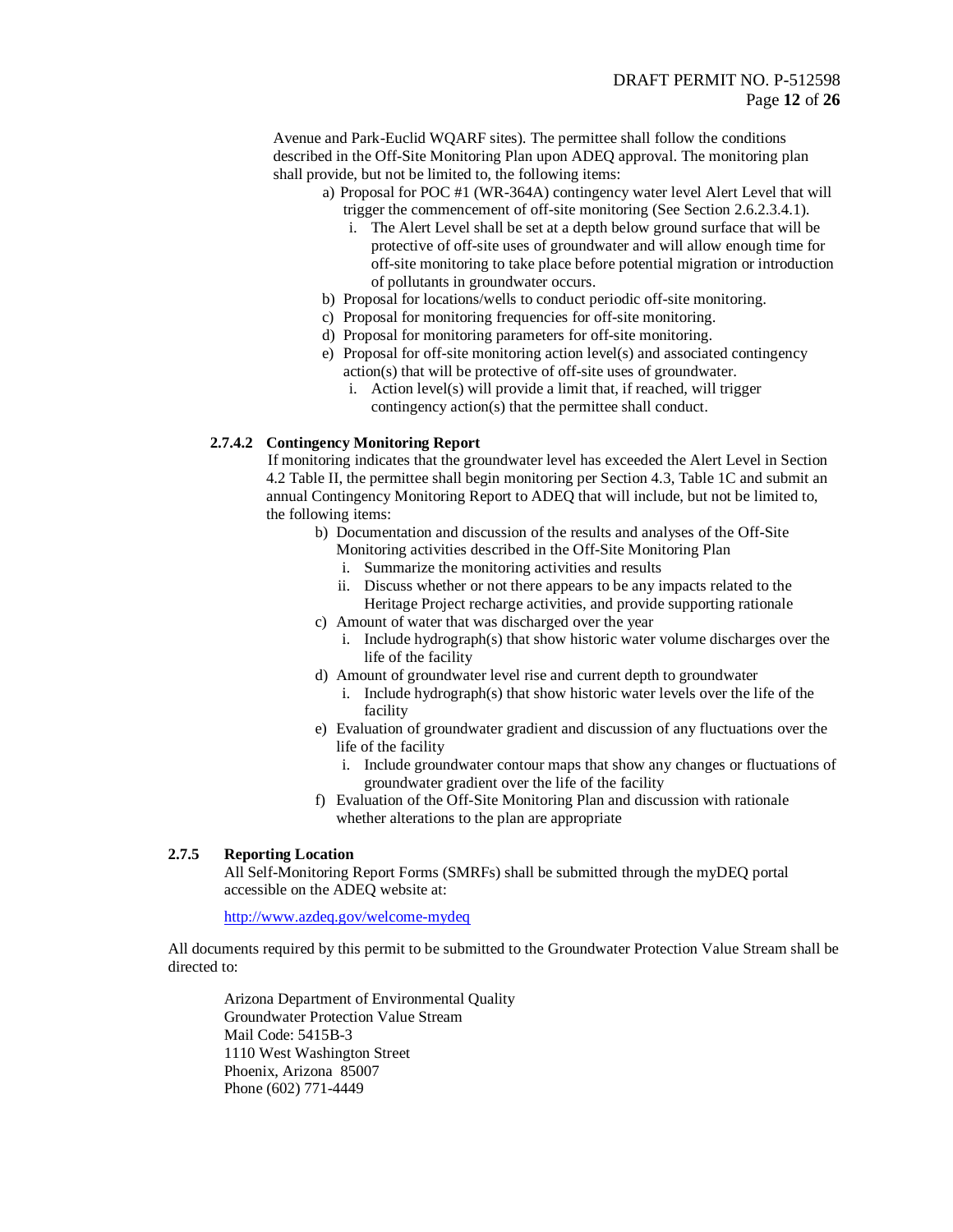Avenue and Park-Euclid WQARF sites). The permittee shall follow the conditions described in the Off-Site Monitoring Plan upon ADEQ approval. The monitoring plan shall provide, but not be limited to, the following items:

a) Proposal for POC #1 (WR-364A) contingency water level Alert Level that will trigger the commencement of off-site monitoring (See Section 2.6.2.3.4.1).
   i. The Alert Level shall be set at a depth below ground surface that will be protective of off-site uses of groundwater and will allow enough time for off-site monitoring to take place before potential migration or introduction of pollutants in groundwater occurs.

b) Proposal for locations/wells to conduct periodic off-site monitoring.

c) Proposal for monitoring frequencies for off-site monitoring.

d) Proposal for monitoring parameters for off-site monitoring.

e) Proposal for off-site monitoring action level(s) and associated contingency action(s) that will be protective of off-site uses of groundwater.
   i. Action level(s) will provide a limit that, if reached, will trigger contingency action(s) that the permittee shall conduct.

#### 2.7.4.2 Contingency Monitoring Report

If monitoring indicates that the groundwater level has exceeded the Alert Level in Section 4.2 Table II, the permittee shall begin monitoring per Section 4.3, Table 1C and submit an annual Contingency Monitoring Report to ADEQ that will include, but not be limited to, the following items:

b) Documentation and discussion of the results and analyses of the Off-Site Monitoring activities described in the Off-Site Monitoring Plan
   i. Summarize the monitoring activities and results
   ii. Discuss whether or not there appears to be any impacts related to the Heritage Project recharge activities, and provide supporting rationale

c) Amount of water that was discharged over the year
   i. Include hydrograph(s) that show historic water volume discharges over the life of the facility

d) Amount of groundwater level rise and current depth to groundwater
   i. Include hydrograph(s) that show historic water levels over the life of the facility

e) Evaluation of groundwater gradient and discussion of any fluctuations over the life of the facility
   i. Include groundwater contour maps that show any changes or fluctuations of groundwater gradient over the life of the facility

f) Evaluation of the Off-Site Monitoring Plan and discussion with rationale whether alterations to the plan are appropriate

### 2.7.5 Reporting Location

All Self-Monitoring Report Forms (SMRFs) shall be submitted through the myDEQ portal accessible on the ADEQ website at:

http://www.azdeq.gov/welcome-mydeq

All documents required by this permit to be submitted to the Groundwater Protection Value Stream shall be directed to:

Arizona Department of Environmental Quality
Groundwater Protection Value Stream
Mail Code: 5415B-3
1110 West Washington Street
Phoenix, Arizona 85007
Phone (602) 771-4449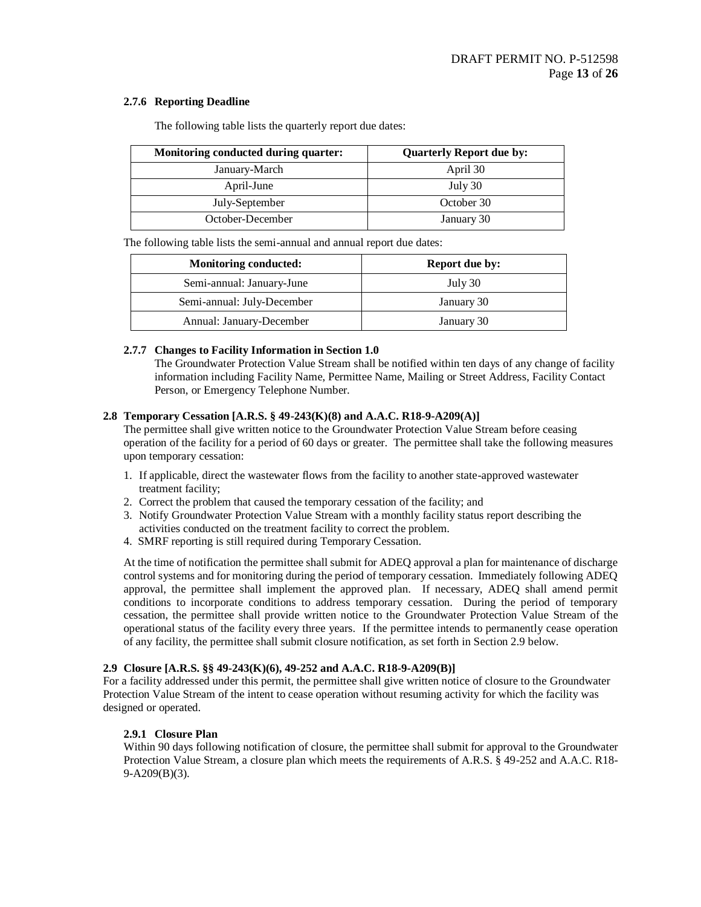#### 2.7.6 Reporting Deadline

The following table lists the quarterly report due dates:

| Monitoring conducted during quarter: | Quarterly Report due by: |
|---|---|
| January-March | April 30 |
| April-June | July 30 |
| July-September | October 30 |
| October-December | January 30 |

The following table lists the semi-annual and annual report due dates:

| Monitoring conducted: | Report due by: |
|---|---|
| Semi-annual: January-June | July 30 |
| Semi-annual: July-December | January 30 |
| Annual: January-December | January 30 |

#### 2.7.7 Changes to Facility Information in Section 1.0

The Groundwater Protection Value Stream shall be notified within ten days of any change of facility information including Facility Name, Permittee Name, Mailing or Street Address, Facility Contact Person, or Emergency Telephone Number.

### 2.8 Temporary Cessation [A.R.S. § 49-243(K)(8) and A.A.C. R18-9-A209(A)]

The permittee shall give written notice to the Groundwater Protection Value Stream before ceasing operation of the facility for a period of 60 days or greater. The permittee shall take the following measures upon temporary cessation:

1. If applicable, direct the wastewater flows from the facility to another state-approved wastewater treatment facility;
2. Correct the problem that caused the temporary cessation of the facility; and
3. Notify Groundwater Protection Value Stream with a monthly facility status report describing the activities conducted on the treatment facility to correct the problem.
4. SMRF reporting is still required during Temporary Cessation.

At the time of notification the permittee shall submit for ADEQ approval a plan for maintenance of discharge control systems and for monitoring during the period of temporary cessation. Immediately following ADEQ approval, the permittee shall implement the approved plan. If necessary, ADEQ shall amend permit conditions to incorporate conditions to address temporary cessation. During the period of temporary cessation, the permittee shall provide written notice to the Groundwater Protection Value Stream of the operational status of the facility every three years. If the permittee intends to permanently cease operation of any facility, the permittee shall submit closure notification, as set forth in Section 2.9 below.

### 2.9 Closure [A.R.S. §§ 49-243(K)(6), 49-252 and A.A.C. R18-9-A209(B)]

For a facility addressed under this permit, the permittee shall give written notice of closure to the Groundwater Protection Value Stream of the intent to cease operation without resuming activity for which the facility was designed or operated.

#### 2.9.1 Closure Plan

Within 90 days following notification of closure, the permittee shall submit for approval to the Groundwater Protection Value Stream, a closure plan which meets the requirements of A.R.S. § 49-252 and A.A.C. R18-9-A209(B)(3).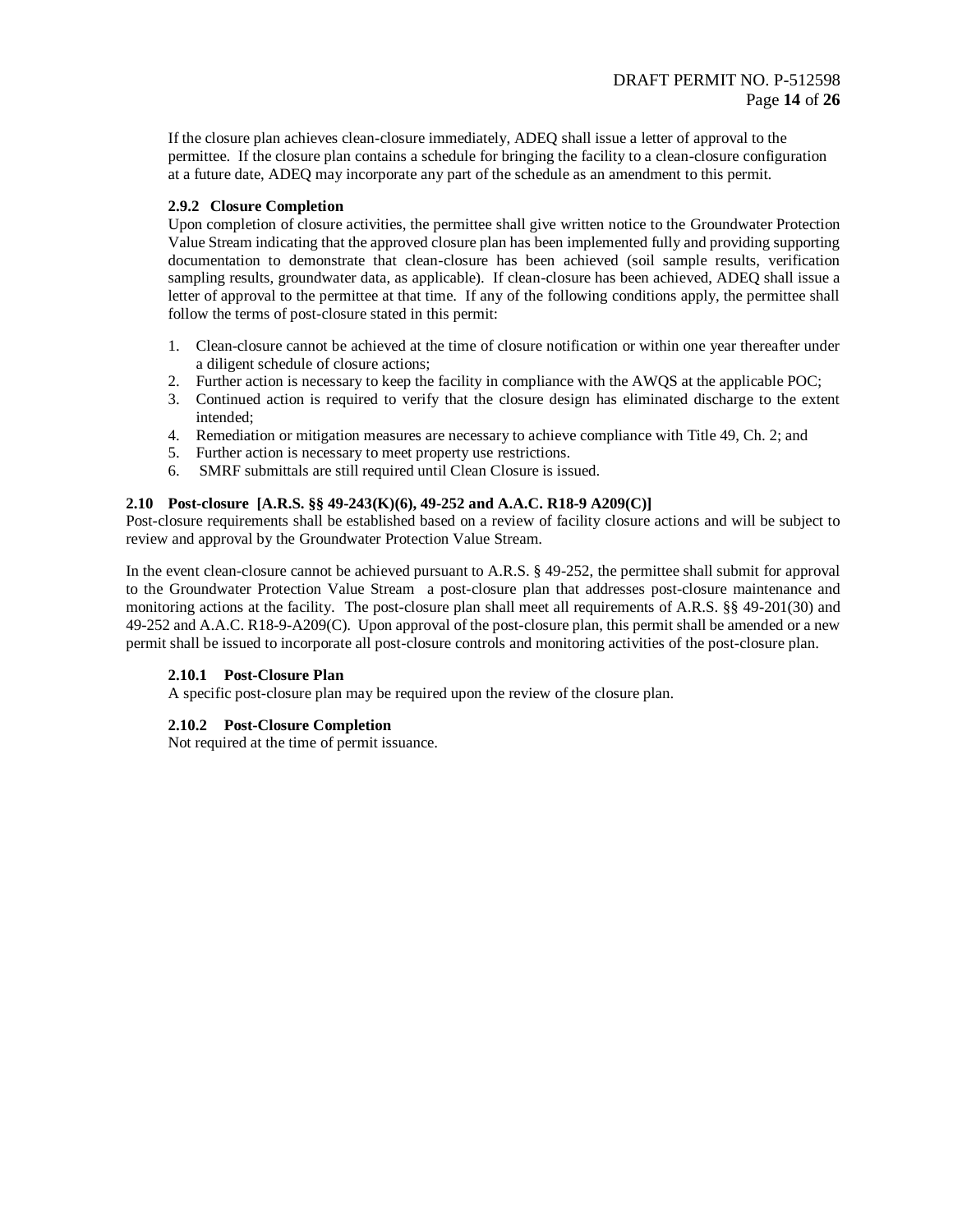If the closure plan achieves clean-closure immediately, ADEQ shall issue a letter of approval to the permittee. If the closure plan contains a schedule for bringing the facility to a clean-closure configuration at a future date, ADEQ may incorporate any part of the schedule as an amendment to this permit.

#### 2.9.2 Closure Completion

Upon completion of closure activities, the permittee shall give written notice to the Groundwater Protection Value Stream indicating that the approved closure plan has been implemented fully and providing supporting documentation to demonstrate that clean-closure has been achieved (soil sample results, verification sampling results, groundwater data, as applicable). If clean-closure has been achieved, ADEQ shall issue a letter of approval to the permittee at that time. If any of the following conditions apply, the permittee shall follow the terms of post-closure stated in this permit:

1. Clean-closure cannot be achieved at the time of closure notification or within one year thereafter under a diligent schedule of closure actions;
2. Further action is necessary to keep the facility in compliance with the AWQS at the applicable POC;
3. Continued action is required to verify that the closure design has eliminated discharge to the extent intended;
4. Remediation or mitigation measures are necessary to achieve compliance with Title 49, Ch. 2; and
5. Further action is necessary to meet property use restrictions.
6. SMRF submittals are still required until Clean Closure is issued.

### 2.10 Post-closure [A.R.S. §§ 49-243(K)(6), 49-252 and A.A.C. R18-9 A209(C)]

Post-closure requirements shall be established based on a review of facility closure actions and will be subject to review and approval by the Groundwater Protection Value Stream.

In the event clean-closure cannot be achieved pursuant to A.R.S. § 49-252, the permittee shall submit for approval to the Groundwater Protection Value Stream a post-closure plan that addresses post-closure maintenance and monitoring actions at the facility. The post-closure plan shall meet all requirements of A.R.S. §§ 49-201(30) and 49-252 and A.A.C. R18-9-A209(C). Upon approval of the post-closure plan, this permit shall be amended or a new permit shall be issued to incorporate all post-closure controls and monitoring activities of the post-closure plan.

#### 2.10.1 Post-Closure Plan

A specific post-closure plan may be required upon the review of the closure plan.

#### 2.10.2 Post-Closure Completion

Not required at the time of permit issuance.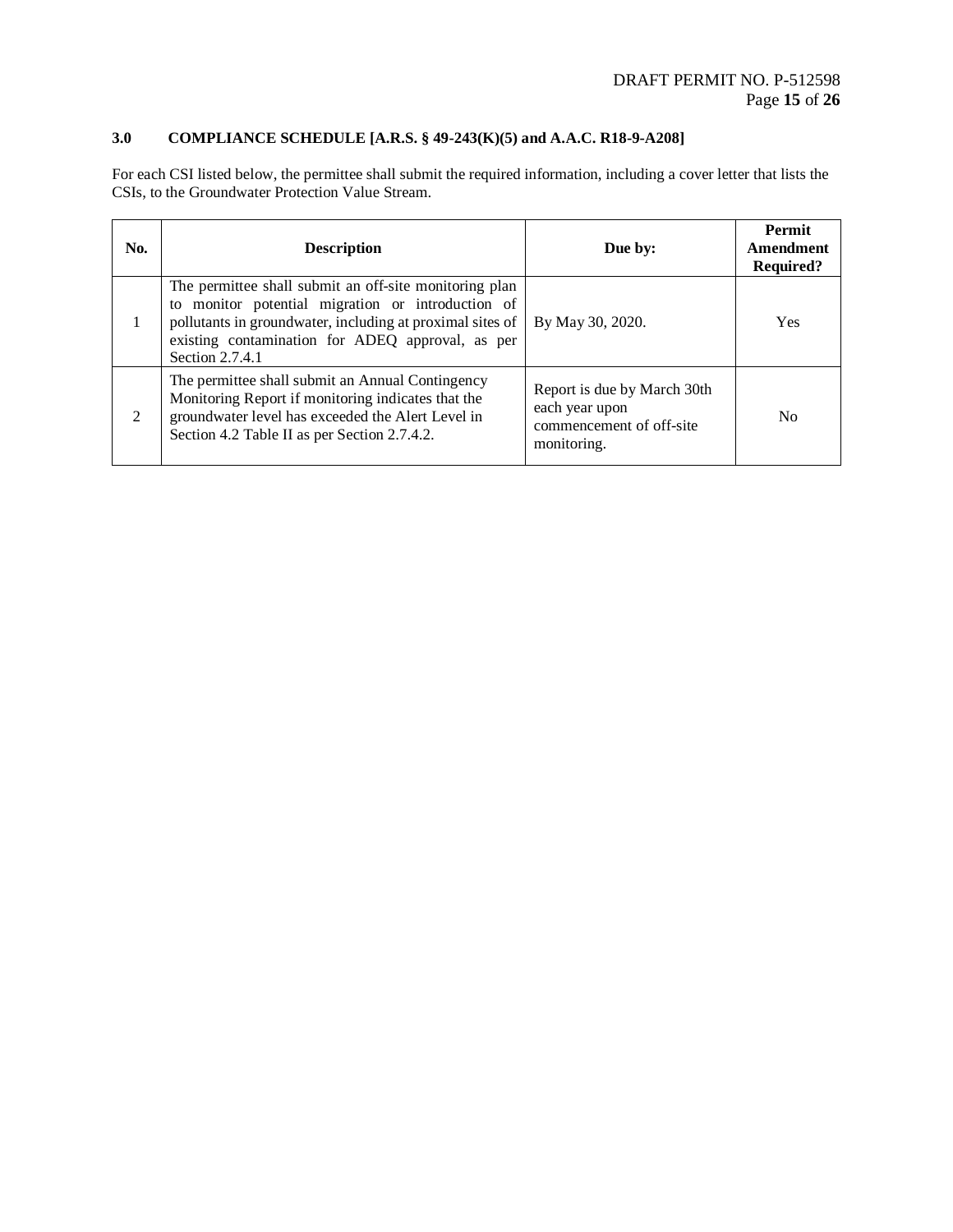## 3.0 COMPLIANCE SCHEDULE [A.R.S. § 49-243(K)(5) and A.A.C. R18-9-A208]

For each CSI listed below, the permittee shall submit the required information, including a cover letter that lists the CSIs, to the Groundwater Protection Value Stream.

| No. | Description | Due by: | Permit Amendment Required? |
|---|---|---|---|
| 1 | The permittee shall submit an off-site monitoring plan to monitor potential migration or introduction of pollutants in groundwater, including at proximal sites of existing contamination for ADEQ approval, as per Section 2.7.4.1 | By May 30, 2020. | Yes |
| 2 | The permittee shall submit an Annual Contingency Monitoring Report if monitoring indicates that the groundwater level has exceeded the Alert Level in Section 4.2 Table II as per Section 2.7.4.2. | Report is due by March 30th each year upon commencement of off-site monitoring. | No |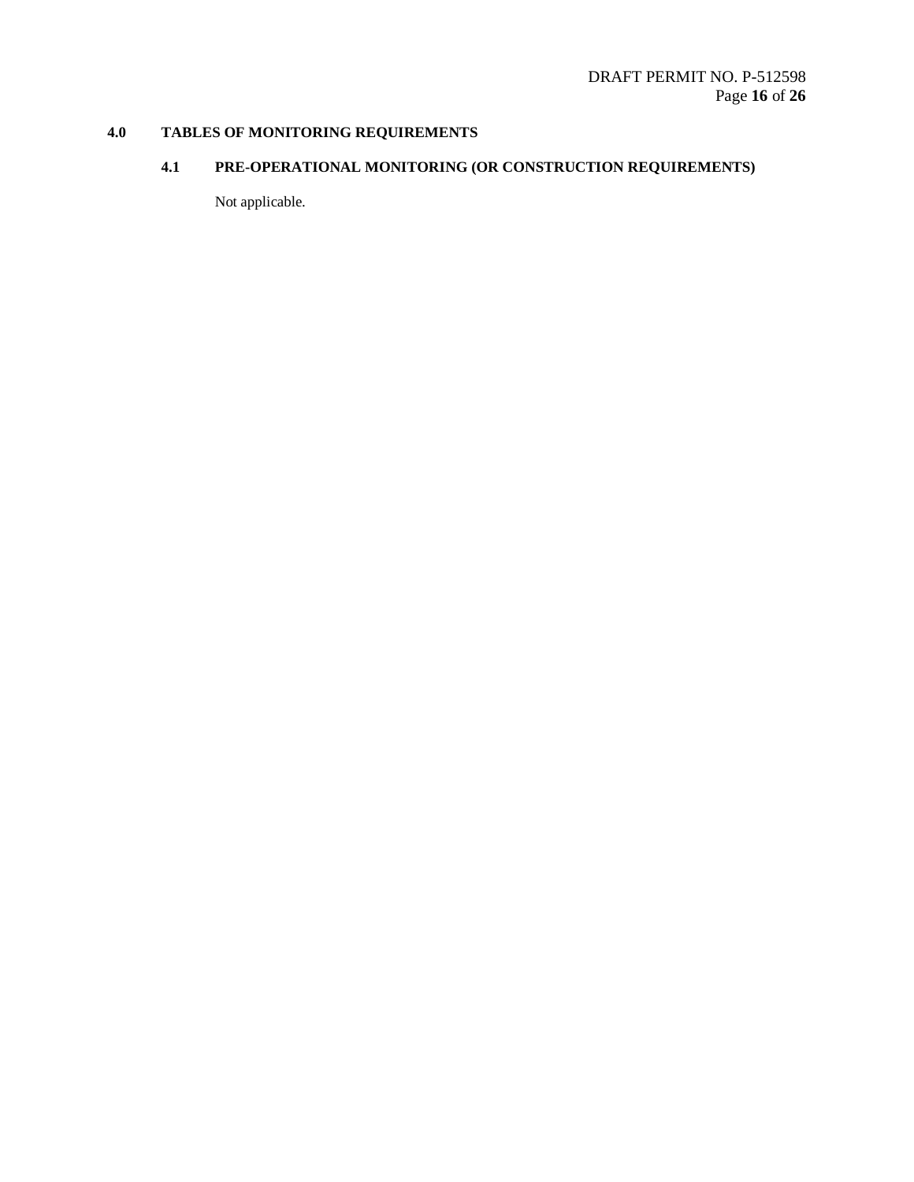# 4.0 TABLES OF MONITORING REQUIREMENTS

## 4.1 PRE-OPERATIONAL MONITORING (OR CONSTRUCTION REQUIREMENTS)

Not applicable.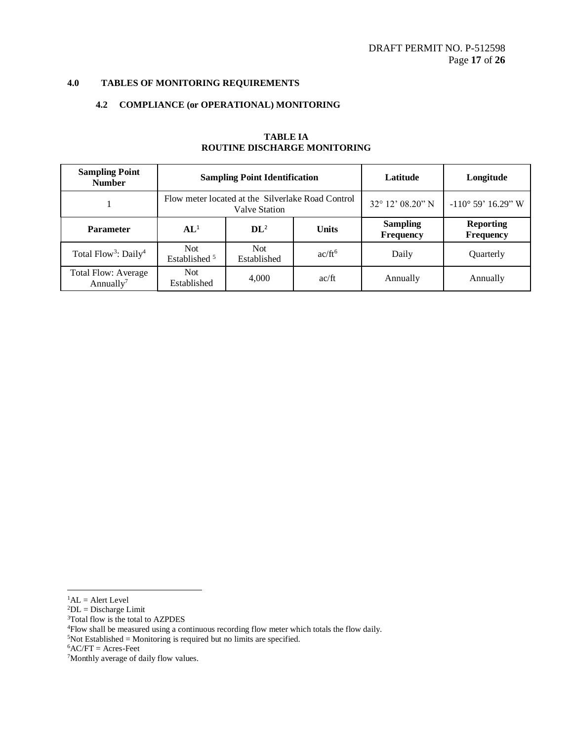## 4.0 TABLES OF MONITORING REQUIREMENTS

### 4.2 COMPLIANCE (or OPERATIONAL) MONITORING

**TABLE IA**
**ROUTINE DISCHARGE MONITORING**

| Sampling Point Number | Sampling Point Identification | | | Latitude | Longitude |
|---|---|---|---|---|---|
| 1 | Flow meter located at the Silverlake Road Control Valve Station | | | 32° 12' 08.20" N | -110° 59' 16.29" W |
| **Parameter** | **AL**[1] | **DL**[2] | **Units** | **Sampling Frequency** | **Reporting Frequency** |
| Total Flow[3]: Daily[4] | Not Established [5] | Not Established | ac/ft[6] | Daily | Quarterly |
| Total Flow: Average Annually[7] | Not Established | 4,000 | ac/ft | Annually | Annually |

[1]AL = Alert Level
[2]DL = Discharge Limit
[3]Total flow is the total to AZPDES
[4]Flow shall be measured using a continuous recording flow meter which totals the flow daily.
[5]Not Established = Monitoring is required but no limits are specified.
[6]AC/FT = Acres-Feet
[7]Monthly average of daily flow values.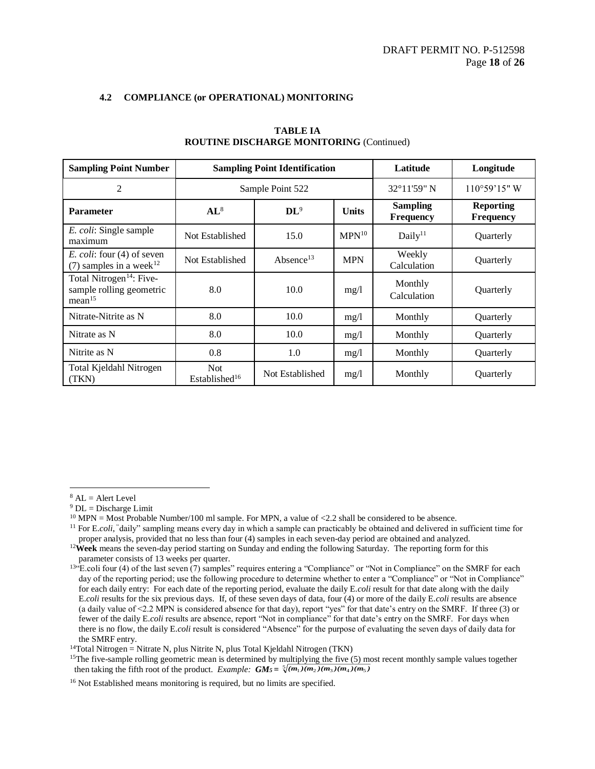### 4.2 COMPLIANCE (or OPERATIONAL) MONITORING

**TABLE IA**
**ROUTINE DISCHARGE MONITORING** (Continued)

| **Sampling Point Number** | **Sampling Point Identification** | | | **Latitude** | **Longitude** |
|---|---|---|---|---|---|
| 2 | Sample Point 522 | | | 32°11'59" N | 110°59'15" W |
| **Parameter** | **AL**[8] | **DL**[9] | **Units** | **Sampling Frequency** | **Reporting Frequency** |
| *E. coli*: Single sample maximum | Not Established | 15.0 | MPN[10] | Daily[11] | Quarterly |
| *E. coli*: four (4) of seven (7) samples in a week[12] | Not Established | Absence[13] | MPN | Weekly Calculation | Quarterly |
| Total Nitrogen[14]: Five-sample rolling geometric mean[15] | 8.0 | 10.0 | mg/l | Monthly Calculation | Quarterly |
| Nitrate-Nitrite as N | 8.0 | 10.0 | mg/l | Monthly | Quarterly |
| Nitrate as N | 8.0 | 10.0 | mg/l | Monthly | Quarterly |
| Nitrite as N | 0.8 | 1.0 | mg/l | Monthly | Quarterly |
| Total Kjeldahl Nitrogen (TKN) | Not Established[16] | Not Established | mg/l | Monthly | Quarterly |

---

[8] AL = Alert Level

[9] DL = Discharge Limit

[10] MPN = Most Probable Number/100 ml sample. For MPN, a value of <2.2 shall be considered to be absence.

[11] For E.*coli*, "daily" sampling means every day in which a sample can practicably be obtained and delivered in sufficient time for proper analysis, provided that no less than four (4) samples in each seven-day period are obtained and analyzed.

[12] **Week** means the seven-day period starting on Sunday and ending the following Saturday. The reporting form for this parameter consists of 13 weeks per quarter.

[13] "E.coli four (4) of the last seven (7) samples" requires entering a "Compliance" or "Not in Compliance" on the SMRF for each day of the reporting period; use the following procedure to determine whether to enter a "Compliance" or "Not in Compliance" for each daily entry: For each date of the reporting period, evaluate the daily E.*coli* result for that date along with the daily E.*coli* results for the six previous days. If, of these seven days of data, four (4) or more of the daily E.*coli* results are absence (a daily value of <2.2 MPN is considered absence for that day), report "yes" for that date's entry on the SMRF. If three (3) or fewer of the daily E.*coli* results are absence, report "Not in compliance" for that date's entry on the SMRF. For days when there is no flow, the daily E.*coli* result is considered "Absence" for the purpose of evaluating the seven days of daily data for the SMRF entry.

[14] Total Nitrogen = Nitrate N, plus Nitrite N, plus Total Kjeldahl Nitrogen (TKN)

[15] The five-sample rolling geometric mean is determined by multiplying the five (5) most recent monthly sample values together then taking the fifth root of the product. *Example:* $GM_5 = \sqrt[5]{(m_1)(m_2)(m_3)(m_4)(m_5)}$

[16] Not Established means monitoring is required, but no limits are specified.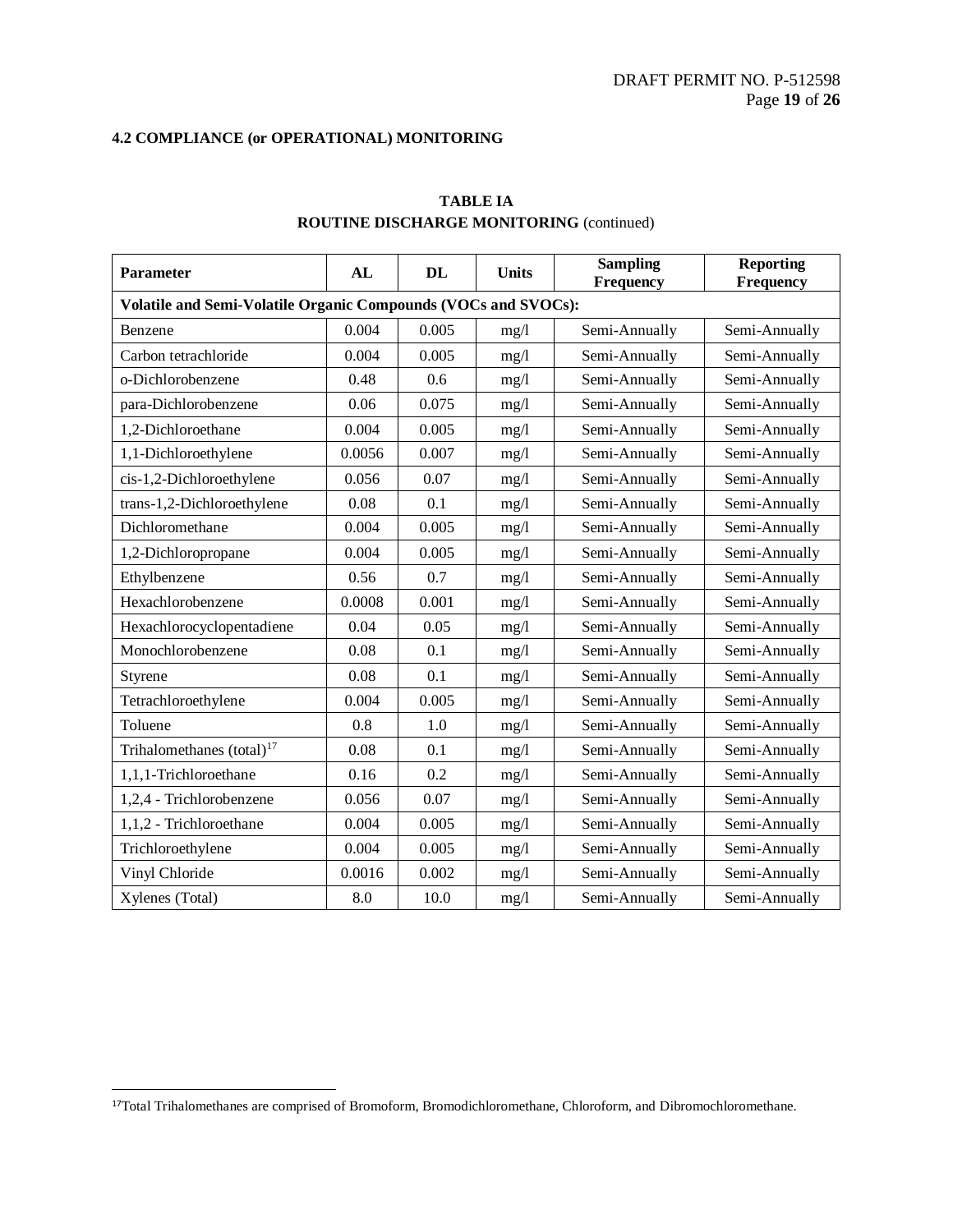### 4.2 COMPLIANCE (or OPERATIONAL) MONITORING

**TABLE IA**
**ROUTINE DISCHARGE MONITORING** (continued)

| Parameter | AL | DL | Units | Sampling Frequency | Reporting Frequency |
|---|---|---|---|---|---|
| **Volatile and Semi-Volatile Organic Compounds (VOCs and SVOCs):** | | | | | |
| Benzene | 0.004 | 0.005 | mg/l | Semi-Annually | Semi-Annually |
| Carbon tetrachloride | 0.004 | 0.005 | mg/l | Semi-Annually | Semi-Annually |
| o-Dichlorobenzene | 0.48 | 0.6 | mg/l | Semi-Annually | Semi-Annually |
| para-Dichlorobenzene | 0.06 | 0.075 | mg/l | Semi-Annually | Semi-Annually |
| 1,2-Dichloroethane | 0.004 | 0.005 | mg/l | Semi-Annually | Semi-Annually |
| 1,1-Dichloroethylene | 0.0056 | 0.007 | mg/l | Semi-Annually | Semi-Annually |
| cis-1,2-Dichloroethylene | 0.056 | 0.07 | mg/l | Semi-Annually | Semi-Annually |
| trans-1,2-Dichloroethylene | 0.08 | 0.1 | mg/l | Semi-Annually | Semi-Annually |
| Dichloromethane | 0.004 | 0.005 | mg/l | Semi-Annually | Semi-Annually |
| 1,2-Dichloropropane | 0.004 | 0.005 | mg/l | Semi-Annually | Semi-Annually |
| Ethylbenzene | 0.56 | 0.7 | mg/l | Semi-Annually | Semi-Annually |
| Hexachlorobenzene | 0.0008 | 0.001 | mg/l | Semi-Annually | Semi-Annually |
| Hexachlorocyclopentadiene | 0.04 | 0.05 | mg/l | Semi-Annually | Semi-Annually |
| Monochlorobenzene | 0.08 | 0.1 | mg/l | Semi-Annually | Semi-Annually |
| Styrene | 0.08 | 0.1 | mg/l | Semi-Annually | Semi-Annually |
| Tetrachloroethylene | 0.004 | 0.005 | mg/l | Semi-Annually | Semi-Annually |
| Toluene | 0.8 | 1.0 | mg/l | Semi-Annually | Semi-Annually |
| Trihalomethanes (total)[17] | 0.08 | 0.1 | mg/l | Semi-Annually | Semi-Annually |
| 1,1,1-Trichloroethane | 0.16 | 0.2 | mg/l | Semi-Annually | Semi-Annually |
| 1,2,4 - Trichlorobenzene | 0.056 | 0.07 | mg/l | Semi-Annually | Semi-Annually |
| 1,1,2 - Trichloroethane | 0.004 | 0.005 | mg/l | Semi-Annually | Semi-Annually |
| Trichloroethylene | 0.004 | 0.005 | mg/l | Semi-Annually | Semi-Annually |
| Vinyl Chloride | 0.0016 | 0.002 | mg/l | Semi-Annually | Semi-Annually |
| Xylenes (Total) | 8.0 | 10.0 | mg/l | Semi-Annually | Semi-Annually |

[17] Total Trihalomethanes are comprised of Bromoform, Bromodichloromethane, Chloroform, and Dibromochloromethane.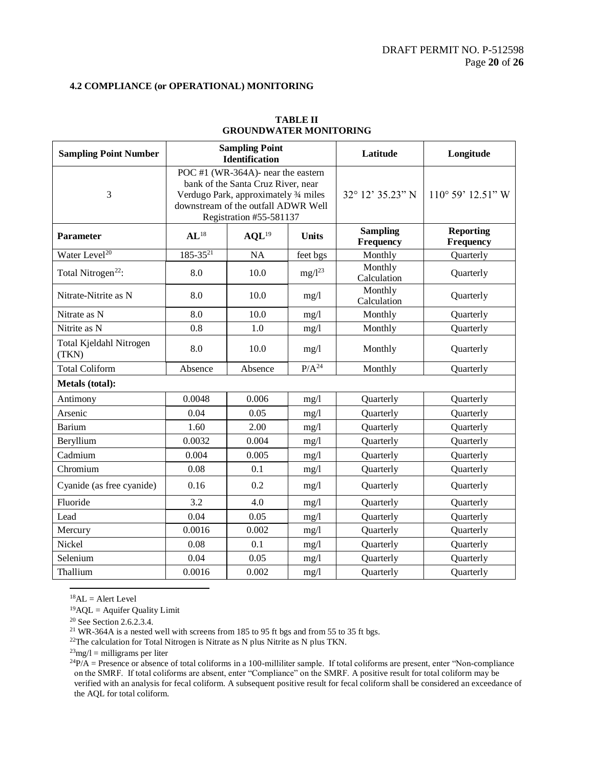### 4.2 COMPLIANCE (or OPERATIONAL) MONITORING

**TABLE II**
**GROUNDWATER MONITORING**

| Sampling Point Number | Sampling Point Identification | | | Latitude | Longitude |
|---|---|---|---|---|---|
| 3 | POC #1 (WR-364A)- near the eastern bank of the Santa Cruz River, near Verdugo Park, approximately ¾ miles downstream of the outfall ADWR Well Registration #55-581137 | | | 32° 12' 35.23" N | 110° 59' 12.51" W |
| **Parameter** | **AL**[18] | **AQL**[19] | **Units** | **Sampling Frequency** | **Reporting Frequency** |
| Water Level[20] | 185-35[21] | NA | feet bgs | Monthly | Quarterly |
| Total Nitrogen[22]: | 8.0 | 10.0 | mg/l[23] | Monthly Calculation | Quarterly |
| Nitrate-Nitrite as N | 8.0 | 10.0 | mg/l | Monthly Calculation | Quarterly |
| Nitrate as N | 8.0 | 10.0 | mg/l | Monthly | Quarterly |
| Nitrite as N | 0.8 | 1.0 | mg/l | Monthly | Quarterly |
| Total Kjeldahl Nitrogen (TKN) | 8.0 | 10.0 | mg/l | Monthly | Quarterly |
| Total Coliform | Absence | Absence | P/A[24] | Monthly | Quarterly |
| **Metals (total):** | | | | | |
| Antimony | 0.0048 | 0.006 | mg/l | Quarterly | Quarterly |
| Arsenic | 0.04 | 0.05 | mg/l | Quarterly | Quarterly |
| Barium | 1.60 | 2.00 | mg/l | Quarterly | Quarterly |
| Beryllium | 0.0032 | 0.004 | mg/l | Quarterly | Quarterly |
| Cadmium | 0.004 | 0.005 | mg/l | Quarterly | Quarterly |
| Chromium | 0.08 | 0.1 | mg/l | Quarterly | Quarterly |
| Cyanide (as free cyanide) | 0.16 | 0.2 | mg/l | Quarterly | Quarterly |
| Fluoride | 3.2 | 4.0 | mg/l | Quarterly | Quarterly |
| Lead | 0.04 | 0.05 | mg/l | Quarterly | Quarterly |
| Mercury | 0.0016 | 0.002 | mg/l | Quarterly | Quarterly |
| Nickel | 0.08 | 0.1 | mg/l | Quarterly | Quarterly |
| Selenium | 0.04 | 0.05 | mg/l | Quarterly | Quarterly |
| Thallium | 0.0016 | 0.002 | mg/l | Quarterly | Quarterly |

[18] AL = Alert Level

[19] AQL = Aquifer Quality Limit

[20] See Section 2.6.2.3.4.

[21] WR-364A is a nested well with screens from 185 to 95 ft bgs and from 55 to 35 ft bgs.

[22] The calculation for Total Nitrogen is Nitrate as N plus Nitrite as N plus TKN.

[23] mg/l = milligrams per liter

[24] P/A = Presence or absence of total coliforms in a 100-milliliter sample. If total coliforms are present, enter "Non-compliance on the SMRF. If total coliforms are absent, enter "Compliance" on the SMRF. A positive result for total coliform may be verified with an analysis for fecal coliform. A subsequent positive result for fecal coliform shall be considered an exceedance of the AQL for total coliform.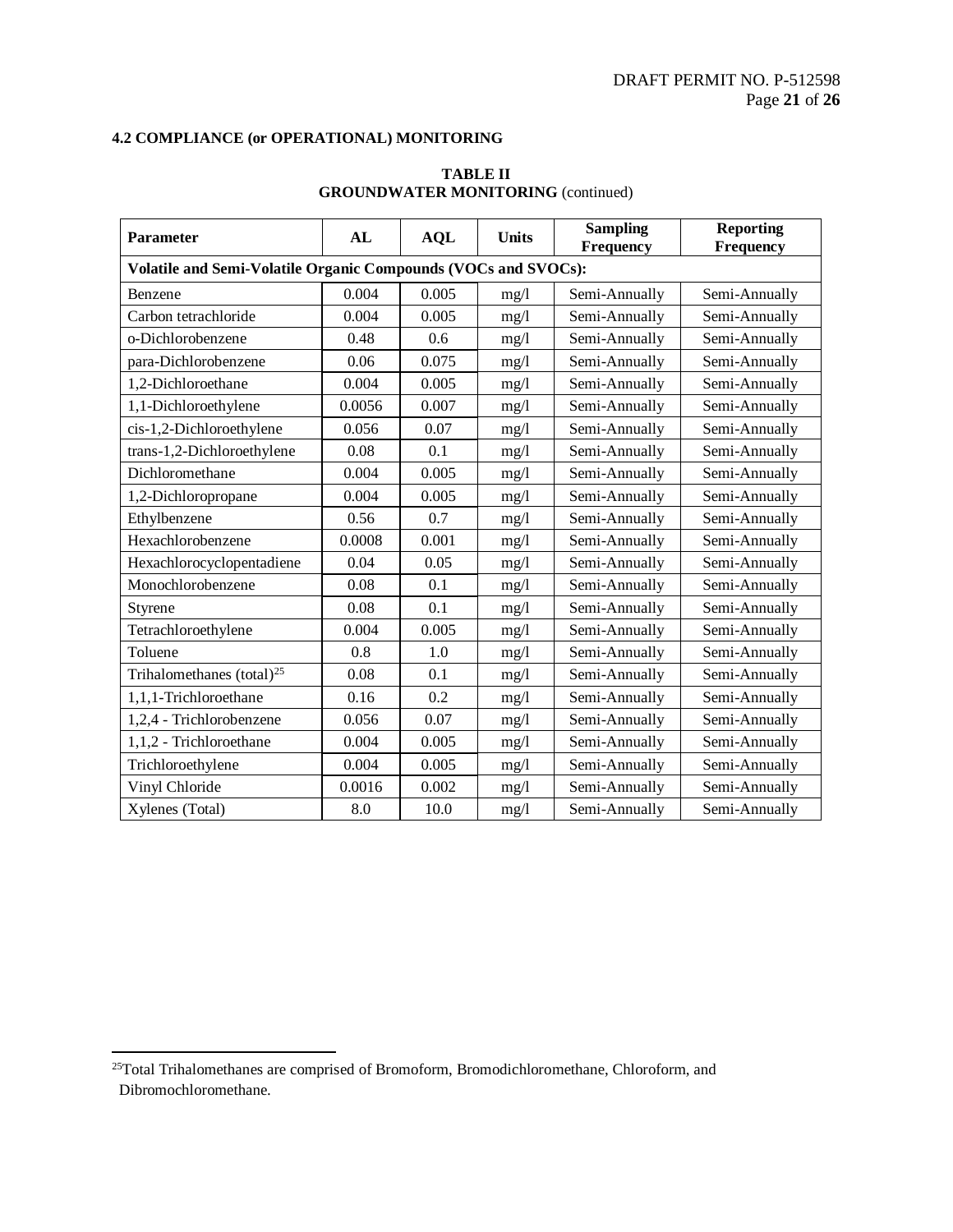### 4.2 COMPLIANCE (or OPERATIONAL) MONITORING

**TABLE II**
**GROUNDWATER MONITORING** (continued)

| Parameter | AL | AQL | Units | Sampling Frequency | Reporting Frequency |
|---|---|---|---|---|---|
| **Volatile and Semi-Volatile Organic Compounds (VOCs and SVOCs):** | | | | | |
| Benzene | 0.004 | 0.005 | mg/l | Semi-Annually | Semi-Annually |
| Carbon tetrachloride | 0.004 | 0.005 | mg/l | Semi-Annually | Semi-Annually |
| o-Dichlorobenzene | 0.48 | 0.6 | mg/l | Semi-Annually | Semi-Annually |
| para-Dichlorobenzene | 0.06 | 0.075 | mg/l | Semi-Annually | Semi-Annually |
| 1,2-Dichloroethane | 0.004 | 0.005 | mg/l | Semi-Annually | Semi-Annually |
| 1,1-Dichloroethylene | 0.0056 | 0.007 | mg/l | Semi-Annually | Semi-Annually |
| cis-1,2-Dichloroethylene | 0.056 | 0.07 | mg/l | Semi-Annually | Semi-Annually |
| trans-1,2-Dichloroethylene | 0.08 | 0.1 | mg/l | Semi-Annually | Semi-Annually |
| Dichloromethane | 0.004 | 0.005 | mg/l | Semi-Annually | Semi-Annually |
| 1,2-Dichloropropane | 0.004 | 0.005 | mg/l | Semi-Annually | Semi-Annually |
| Ethylbenzene | 0.56 | 0.7 | mg/l | Semi-Annually | Semi-Annually |
| Hexachlorobenzene | 0.0008 | 0.001 | mg/l | Semi-Annually | Semi-Annually |
| Hexachlorocyclopentadiene | 0.04 | 0.05 | mg/l | Semi-Annually | Semi-Annually |
| Monochlorobenzene | 0.08 | 0.1 | mg/l | Semi-Annually | Semi-Annually |
| Styrene | 0.08 | 0.1 | mg/l | Semi-Annually | Semi-Annually |
| Tetrachloroethylene | 0.004 | 0.005 | mg/l | Semi-Annually | Semi-Annually |
| Toluene | 0.8 | 1.0 | mg/l | Semi-Annually | Semi-Annually |
| Trihalomethanes (total)[25] | 0.08 | 0.1 | mg/l | Semi-Annually | Semi-Annually |
| 1,1,1-Trichloroethane | 0.16 | 0.2 | mg/l | Semi-Annually | Semi-Annually |
| 1,2,4 - Trichlorobenzene | 0.056 | 0.07 | mg/l | Semi-Annually | Semi-Annually |
| 1,1,2 - Trichloroethane | 0.004 | 0.005 | mg/l | Semi-Annually | Semi-Annually |
| Trichloroethylene | 0.004 | 0.005 | mg/l | Semi-Annually | Semi-Annually |
| Vinyl Chloride | 0.0016 | 0.002 | mg/l | Semi-Annually | Semi-Annually |
| Xylenes (Total) | 8.0 | 10.0 | mg/l | Semi-Annually | Semi-Annually |

[25] Total Trihalomethanes are comprised of Bromoform, Bromodichloromethane, Chloroform, and Dibromochloromethane.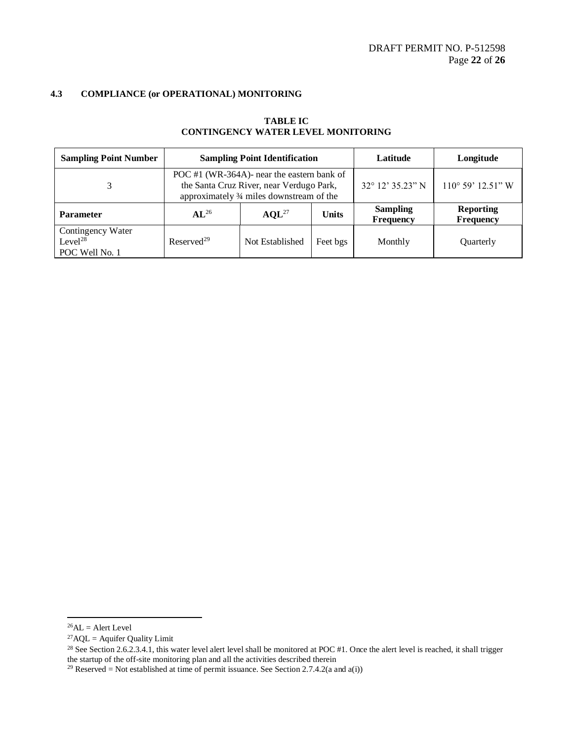### 4.3 COMPLIANCE (or OPERATIONAL) MONITORING

**TABLE IC**
**CONTINGENCY WATER LEVEL MONITORING**

| Sampling Point Number | Sampling Point Identification | | | Latitude | Longitude |
|---|---|---|---|---|---|
| 3 | POC #1 (WR-364A)- near the eastern bank of the Santa Cruz River, near Verdugo Park, approximately ¾ miles downstream of the | | | 32° 12' 35.23" N | 110° 59' 12.51" W |
| **Parameter** | **AL**[26] | **AQL**[27] | **Units** | **Sampling Frequency** | **Reporting Frequency** |
| Contingency Water Level[28] POC Well No. 1 | Reserved[29] | Not Established | Feet bgs | Monthly | Quarterly |

---

[26] AL = Alert Level

[27] AQL = Aquifer Quality Limit

[28] See Section 2.6.2.3.4.1, this water level alert level shall be monitored at POC #1. Once the alert level is reached, it shall trigger the startup of the off-site monitoring plan and all the activities described therein

[29] Reserved = Not established at time of permit issuance. See Section 2.7.4.2(a and a(i))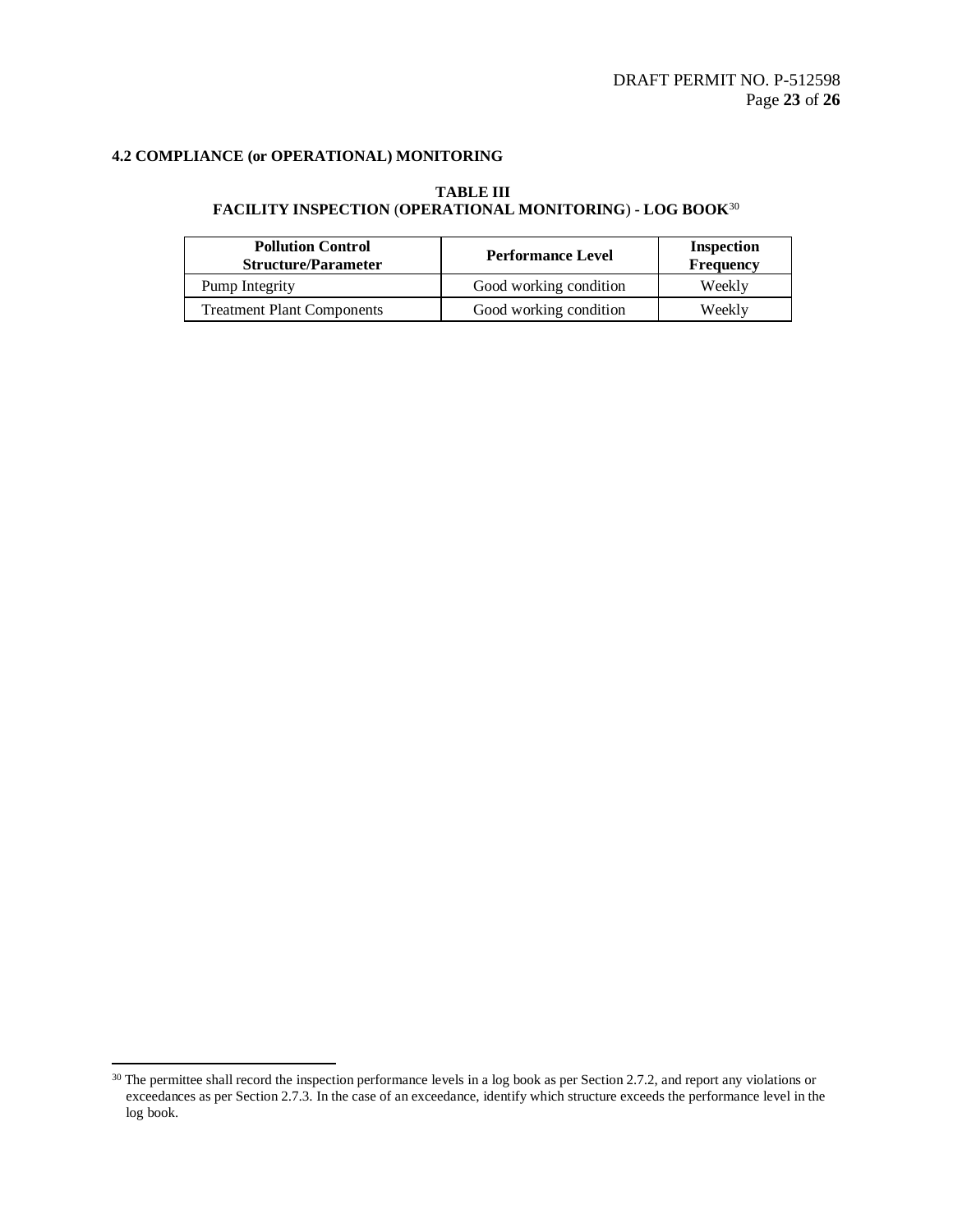### 4.2 COMPLIANCE (or OPERATIONAL) MONITORING

**TABLE III**
**FACILITY INSPECTION (OPERATIONAL MONITORING) - LOG BOOK**[30]

| Pollution Control Structure/Parameter | Performance Level | Inspection Frequency |
|---|---|---|
| Pump Integrity | Good working condition | Weekly |
| Treatment Plant Components | Good working condition | Weekly |

[30] The permittee shall record the inspection performance levels in a log book as per Section 2.7.2, and report any violations or exceedances as per Section 2.7.3. In the case of an exceedance, identify which structure exceeds the performance level in the log book.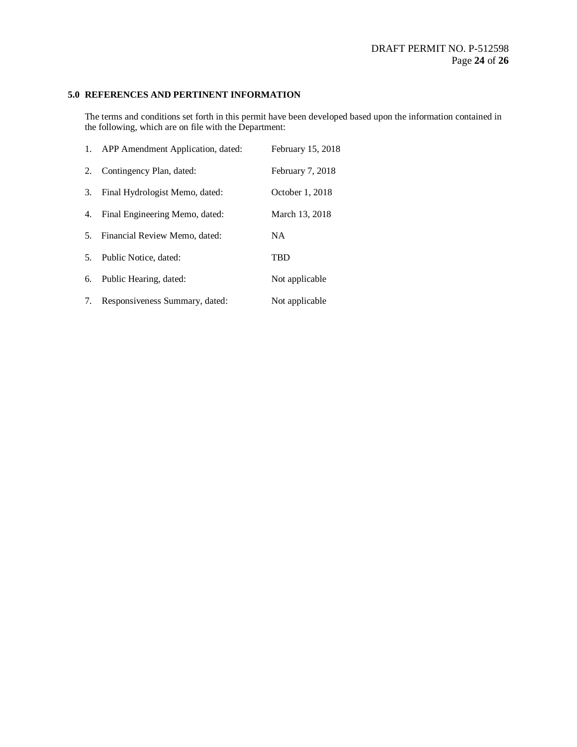## 5.0 REFERENCES AND PERTINENT INFORMATION

The terms and conditions set forth in this permit have been developed based upon the information contained in the following, which are on file with the Department:

| | | |
|---|---|---|
| 1. | APP Amendment Application, dated: | February 15, 2018 |
| 2. | Contingency Plan, dated: | February 7, 2018 |
| 3. | Final Hydrologist Memo, dated: | October 1, 2018 |
| 4. | Final Engineering Memo, dated: | March 13, 2018 |
| 5. | Financial Review Memo, dated: | NA |
| 5. | Public Notice, dated: | TBD |
| 6. | Public Hearing, dated: | Not applicable |
| 7. | Responsiveness Summary, dated: | Not applicable |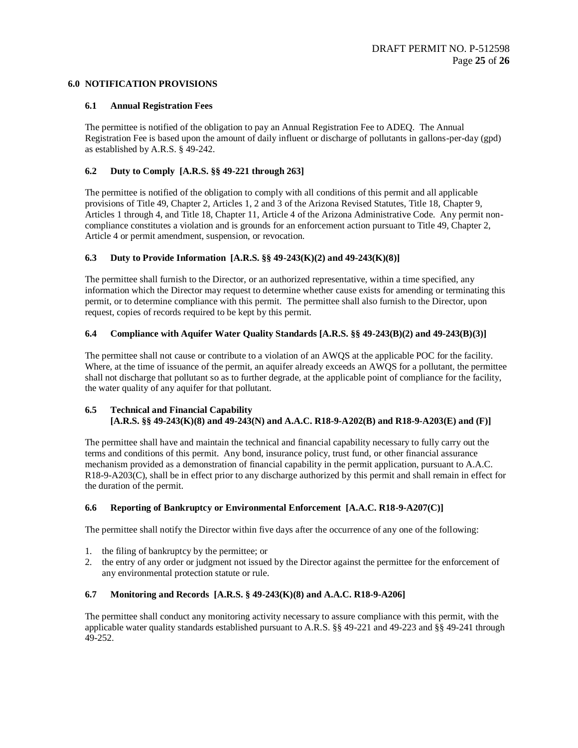## 6.0 NOTIFICATION PROVISIONS

### 6.1 Annual Registration Fees

The permittee is notified of the obligation to pay an Annual Registration Fee to ADEQ. The Annual Registration Fee is based upon the amount of daily influent or discharge of pollutants in gallons-per-day (gpd) as established by A.R.S. § 49-242.

### 6.2 Duty to Comply [A.R.S. §§ 49-221 through 263]

The permittee is notified of the obligation to comply with all conditions of this permit and all applicable provisions of Title 49, Chapter 2, Articles 1, 2 and 3 of the Arizona Revised Statutes, Title 18, Chapter 9, Articles 1 through 4, and Title 18, Chapter 11, Article 4 of the Arizona Administrative Code. Any permit non-compliance constitutes a violation and is grounds for an enforcement action pursuant to Title 49, Chapter 2, Article 4 or permit amendment, suspension, or revocation.

### 6.3 Duty to Provide Information [A.R.S. §§ 49-243(K)(2) and 49-243(K)(8)]

The permittee shall furnish to the Director, or an authorized representative, within a time specified, any information which the Director may request to determine whether cause exists for amending or terminating this permit, or to determine compliance with this permit. The permittee shall also furnish to the Director, upon request, copies of records required to be kept by this permit.

### 6.4 Compliance with Aquifer Water Quality Standards [A.R.S. §§ 49-243(B)(2) and 49-243(B)(3)]

The permittee shall not cause or contribute to a violation of an AWQS at the applicable POC for the facility. Where, at the time of issuance of the permit, an aquifer already exceeds an AWQS for a pollutant, the permittee shall not discharge that pollutant so as to further degrade, at the applicable point of compliance for the facility, the water quality of any aquifer for that pollutant.

### 6.5 Technical and Financial Capability [A.R.S. §§ 49-243(K)(8) and 49-243(N) and A.A.C. R18-9-A202(B) and R18-9-A203(E) and (F)]

The permittee shall have and maintain the technical and financial capability necessary to fully carry out the terms and conditions of this permit. Any bond, insurance policy, trust fund, or other financial assurance mechanism provided as a demonstration of financial capability in the permit application, pursuant to A.A.C. R18-9-A203(C), shall be in effect prior to any discharge authorized by this permit and shall remain in effect for the duration of the permit.

### 6.6 Reporting of Bankruptcy or Environmental Enforcement [A.A.C. R18-9-A207(C)]

The permittee shall notify the Director within five days after the occurrence of any one of the following:

1. the filing of bankruptcy by the permittee; or
2. the entry of any order or judgment not issued by the Director against the permittee for the enforcement of any environmental protection statute or rule.

### 6.7 Monitoring and Records [A.R.S. § 49-243(K)(8) and A.A.C. R18-9-A206]

The permittee shall conduct any monitoring activity necessary to assure compliance with this permit, with the applicable water quality standards established pursuant to A.R.S. §§ 49-221 and 49-223 and §§ 49-241 through 49-252.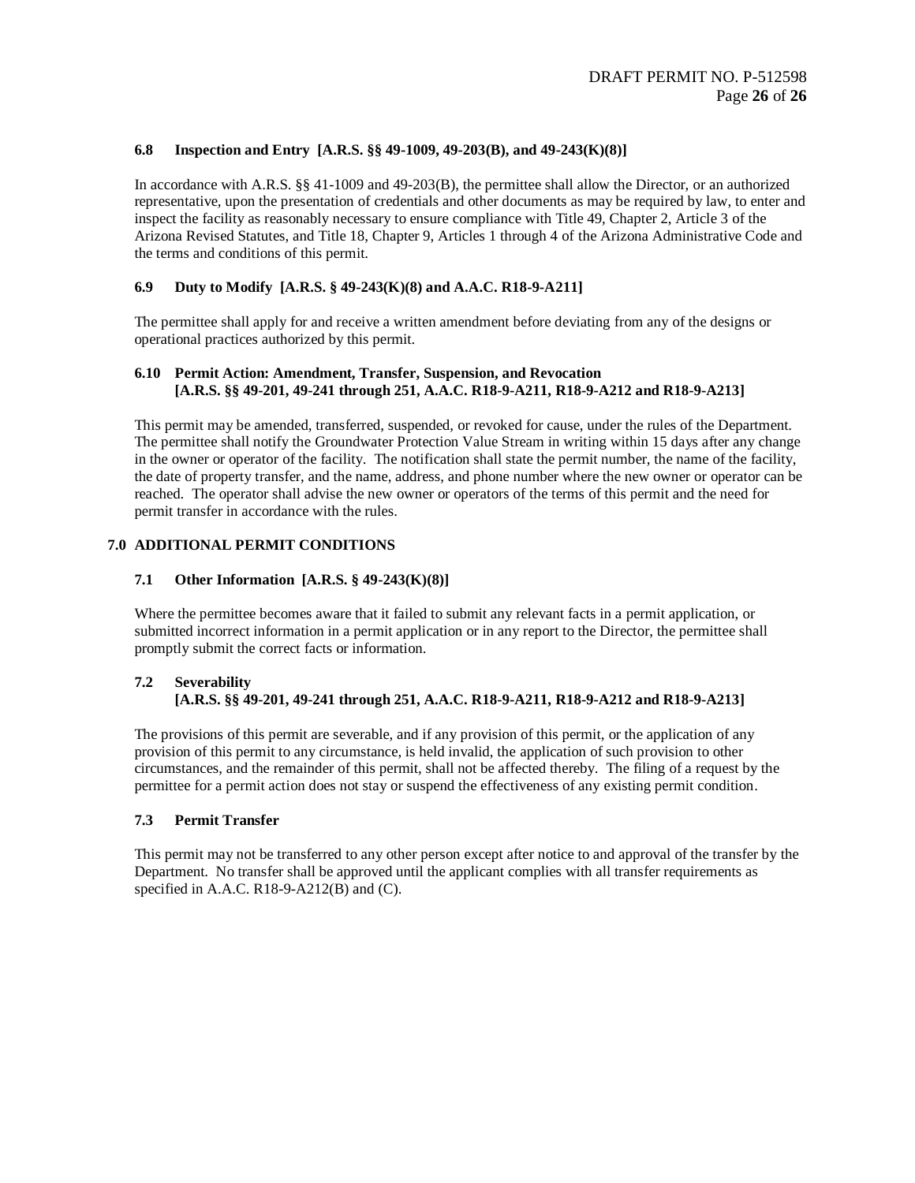### 6.8 Inspection and Entry [A.R.S. §§ 49-1009, 49-203(B), and 49-243(K)(8)]

In accordance with A.R.S. §§ 41-1009 and 49-203(B), the permittee shall allow the Director, or an authorized representative, upon the presentation of credentials and other documents as may be required by law, to enter and inspect the facility as reasonably necessary to ensure compliance with Title 49, Chapter 2, Article 3 of the Arizona Revised Statutes, and Title 18, Chapter 9, Articles 1 through 4 of the Arizona Administrative Code and the terms and conditions of this permit.

### 6.9 Duty to Modify [A.R.S. § 49-243(K)(8) and A.A.C. R18-9-A211]

The permittee shall apply for and receive a written amendment before deviating from any of the designs or operational practices authorized by this permit.

### 6.10 Permit Action: Amendment, Transfer, Suspension, and Revocation [A.R.S. §§ 49-201, 49-241 through 251, A.A.C. R18-9-A211, R18-9-A212 and R18-9-A213]

This permit may be amended, transferred, suspended, or revoked for cause, under the rules of the Department. The permittee shall notify the Groundwater Protection Value Stream in writing within 15 days after any change in the owner or operator of the facility. The notification shall state the permit number, the name of the facility, the date of property transfer, and the name, address, and phone number where the new owner or operator can be reached. The operator shall advise the new owner or operators of the terms of this permit and the need for permit transfer in accordance with the rules.

## 7.0 ADDITIONAL PERMIT CONDITIONS

### 7.1 Other Information [A.R.S. § 49-243(K)(8)]

Where the permittee becomes aware that it failed to submit any relevant facts in a permit application, or submitted incorrect information in a permit application or in any report to the Director, the permittee shall promptly submit the correct facts or information.

### 7.2 Severability [A.R.S. §§ 49-201, 49-241 through 251, A.A.C. R18-9-A211, R18-9-A212 and R18-9-A213]

The provisions of this permit are severable, and if any provision of this permit, or the application of any provision of this permit to any circumstance, is held invalid, the application of such provision to other circumstances, and the remainder of this permit, shall not be affected thereby. The filing of a request by the permittee for a permit action does not stay or suspend the effectiveness of any existing permit condition.

### 7.3 Permit Transfer

This permit may not be transferred to any other person except after notice to and approval of the transfer by the Department. No transfer shall be approved until the applicant complies with all transfer requirements as specified in A.A.C. R18-9-A212(B) and (C).